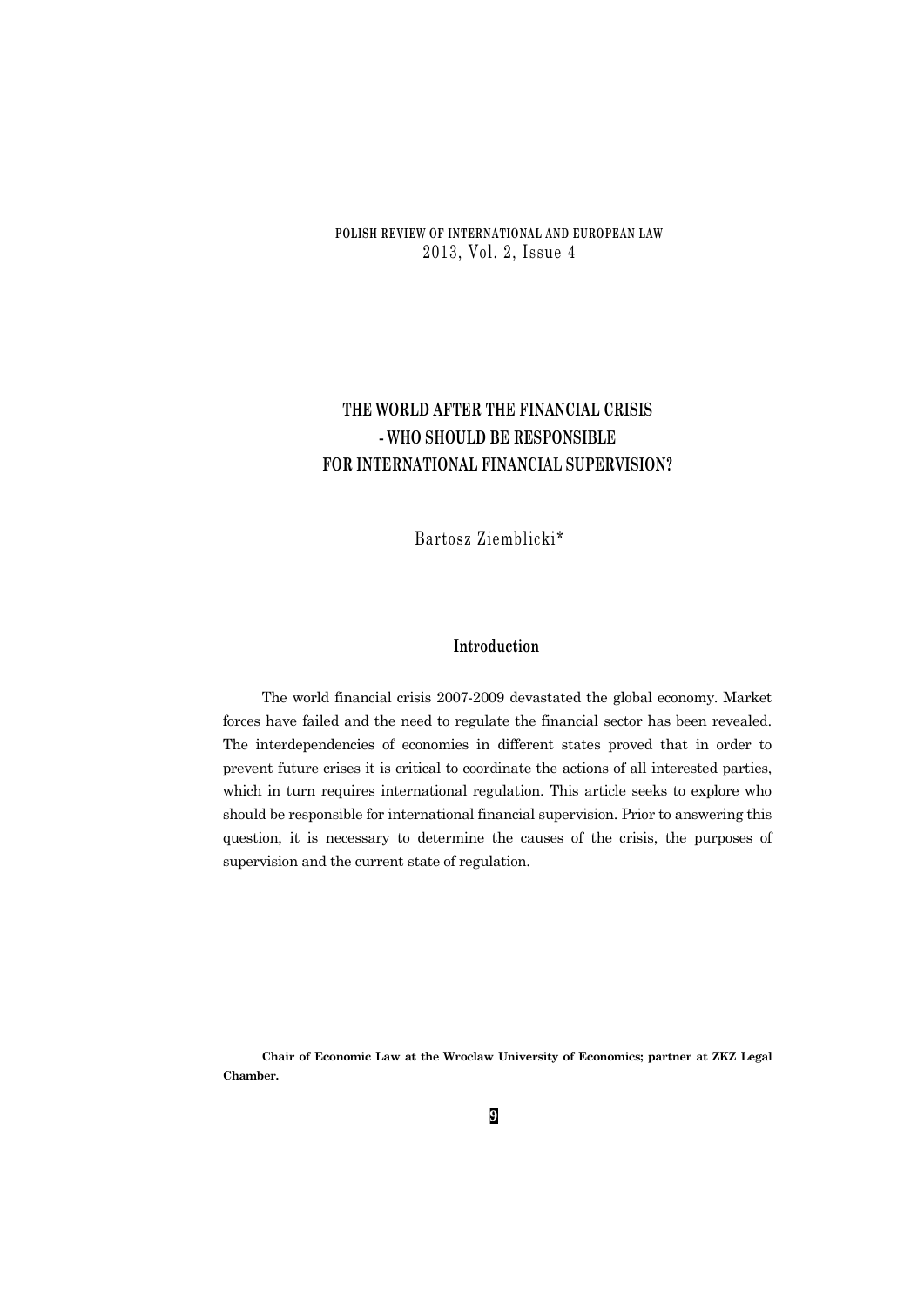# THE WORLD AFTER THE FINANCIAL CRISIS - WHO SHOULD BE RESPONSIBLE FOR INTERNATIONAL FINANCIAL SUPERVISION?

Bartosz Ziemblicki*

## Introduction

The world financial crisis 2007-2009 devastated the global economy. Market forces have failed and the need to regulate the financial sector has been revealed. The interdependencies of economies in different states proved that in order to prevent future crises it is critical to coordinate the actions of all interested parties, which in turn requires international regulation. This article seeks to explore who should be responsible for international financial supervision. Prior to answering this question, it is necessary to determine the causes of the crisis, the purposes of supervision and the current state of regulation.

**Chair of Economic Law at the Wroclaw University of Economics; partner at ZKZ Legal Chamber.**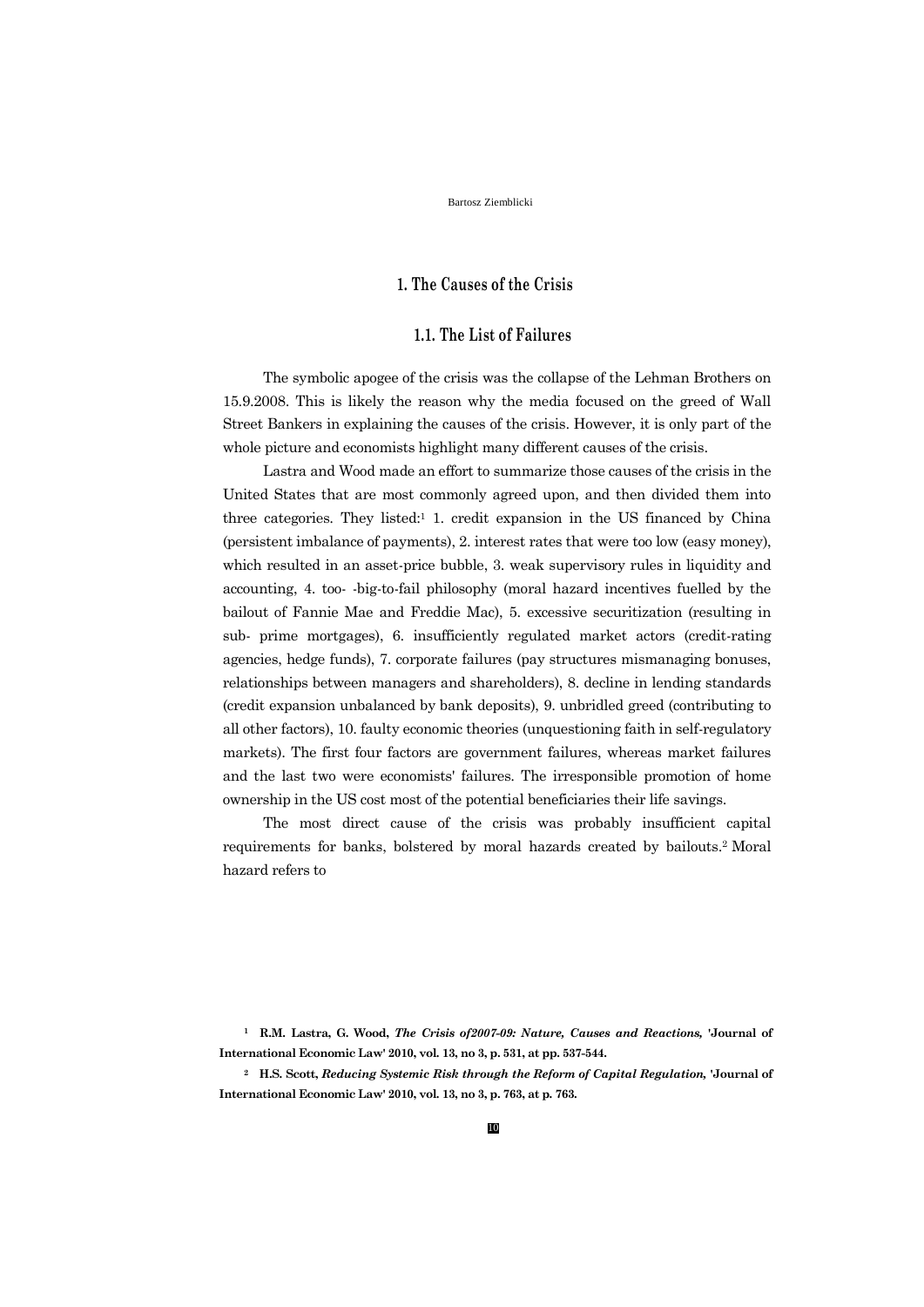# 1. The Causes of the Crisis

## 1.1. The List of Failures

The symbolic apogee of the crisis was the collapse of the Lehman Brothers on 15.9.2008. This is likely the reason why the media focused on the greed of Wall Street Bankers in explaining the causes of the crisis. However, it is only part of the whole picture and economists highlight many different causes of the crisis.

Lastra and Wood made an effort to summarize those causes of the crisis in the United States that are most commonly agreed upon, and then divided them into three categories. They listed:[1] 1. credit expansion in the US financed by China (persistent imbalance of payments), 2. interest rates that were too low (easy money), which resulted in an asset-price bubble, 3. weak supervisory rules in liquidity and accounting, 4. too- -big-to-fail philosophy (moral hazard incentives fuelled by the bailout of Fannie Mae and Freddie Mac), 5. excessive securitization (resulting in sub- prime mortgages), 6. insufficiently regulated market actors (credit-rating agencies, hedge funds), 7. corporate failures (pay structures mismanaging bonuses, relationships between managers and shareholders), 8. decline in lending standards (credit expansion unbalanced by bank deposits), 9. unbridled greed (contributing to all other factors), 10. faulty economic theories (unquestioning faith in self-regulatory markets). The first four factors are government failures, whereas market failures and the last two were economists' failures. The irresponsible promotion of home ownership in the US cost most of the potential beneficiaries their life savings.

The most direct cause of the crisis was probably insufficient capital requirements for banks, bolstered by moral hazards created by bailouts.[2] Moral hazard refers to

[1] **R.M. Lastra, G. Wood, *The Crisis of2007-09: Nature, Causes and Reactions,* 'Journal of International Economic Law' 2010, vol. 13, no 3, p. 531, at pp. 537-544.**

[2] **H.S. Scott, *Reducing Systemic Risk through the Reform of Capital Regulation,* 'Journal of International Economic Law' 2010, vol. 13, no 3, p. 763, at p. 763.**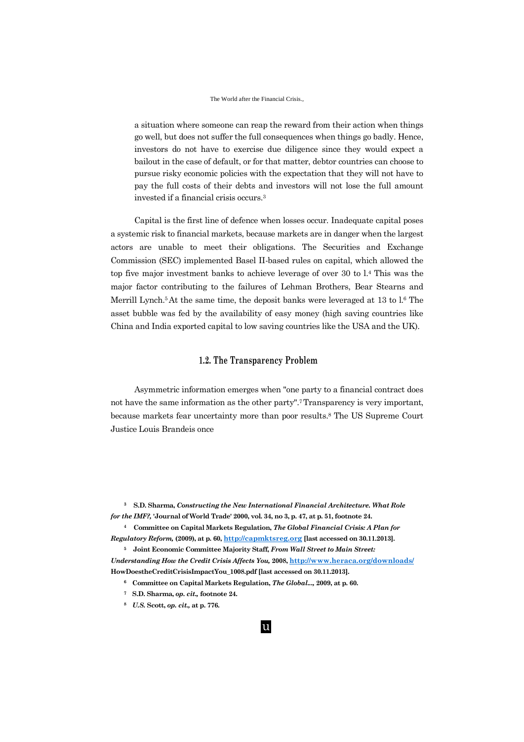> a situation where someone can reap the reward from their action when things go well, but does not suffer the full consequences when things go badly. Hence, investors do not have to exercise due diligence since they would expect a bailout in the case of default, or for that matter, debtor countries can choose to pursue risky economic policies with the expectation that they will not have to pay the full costs of their debts and investors will not lose the full amount invested if a financial crisis occurs.[3]

Capital is the first line of defence when losses occur. Inadequate capital poses a systemic risk to financial markets, because markets are in danger when the largest actors are unable to meet their obligations. The Securities and Exchange Commission (SEC) implemented Basel II-based rules on capital, which allowed the top five major investment banks to achieve leverage of over 30 to 1.[4] This was the major factor contributing to the failures of Lehman Brothers, Bear Stearns and Merrill Lynch.[5] At the same time, the deposit banks were leveraged at 13 to 1.[6] The asset bubble was fed by the availability of easy money (high saving countries like China and India exported capital to low saving countries like the USA and the UK).

### 1.2. The Transparency Problem

Asymmetric information emerges when "one party to a financial contract does not have the same information as the other party".[7] Transparency is very important, because markets fear uncertainty more than poor results.[8] The US Supreme Court Justice Louis Brandeis once

---

[3] **S.D. Sharma, *Constructing the New International Financial Architecture. What Role for the IMF?,* 'Journal of World Trade' 2000, vol. 34, no 3, p. 47, at p. 51, footnote 24.**

[4] **Committee on Capital Markets Regulation, *The Global Financial Crisis: A Plan for Regulatory Reform,* (2009), at p. 60, http://capmktsreg.org [last accessed on 30.11.2013].**

[5] **Joint Economic Committee Majority Staff, *From Wall Street to Main Street: Understanding How the Credit Crisis Affects You,* 2008, http://www.heraca.org/downloads/HowDoestheCreditCrisisImpactYou_1008.pdf [last accessed on 30.11.2013].**

[6] **Committee on Capital Markets Regulation, *The Global...,* 2009, at p. 60.**

[7] **S.D. Sharma, *op. cit.,* footnote 24.**

[8] ***U.S.* Scott, *op. cit.,* at p. 776.**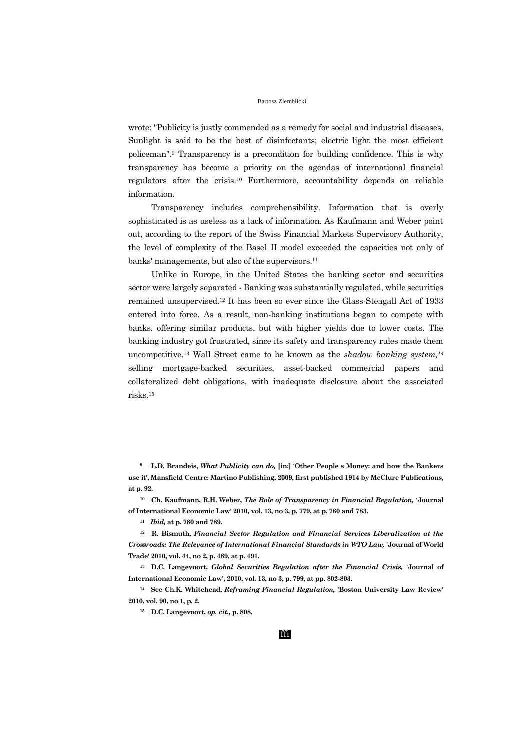wrote: "Publicity is justly commended as a remedy for social and industrial diseases. Sunlight is said to be the best of disinfectants; electric light the most efficient policeman".[9] Transparency is a precondition for building confidence. This is why transparency has become a priority on the agendas of international financial regulators after the crisis.[10] Furthermore, accountability depends on reliable information.

Transparency includes comprehensibility. Information that is overly sophisticated is as useless as a lack of information. As Kaufmann and Weber point out, according to the report of the Swiss Financial Markets Supervisory Authority, the level of complexity of the Basel II model exceeded the capacities not only of banks' managements, but also of the supervisors.[11]

Unlike in Europe, in the United States the banking sector and securities sector were largely separated - Banking was substantially regulated, while securities remained unsupervised.[12] It has been so ever since the Glass-Steagall Act of 1933 entered into force. As a result, non-banking institutions began to compete with banks, offering similar products, but with higher yields due to lower costs. The banking industry got frustrated, since its safety and transparency rules made them uncompetitive.[13] Wall Street came to be known as the *shadow banking system,*[14] selling mortgage-backed securities, asset-backed commercial papers and collateralized debt obligations, with inadequate disclosure about the associated risks.[15]

---

[9] **L.D. Brandeis, *What Publicity can do,* [in:] 'Other People s Money: and how the Bankers use it', Mansfield Centre: Martino Publishing, 2009, first published 1914 by McClure Publications, at p. 92.**

[10] **Ch. Kaufmann, R.H. Weber, *The Role of Transparency in Financial Regulation,* 'Journal of International Economic Law' 2010, vol. 13, no 3, p. 779, at p. 780 and 783.**

[11] ***Ibid,* at p. 780 and 789.**

[12] **R. Bismuth, *Financial Sector Regulation and Financial Services Liberalization at the Crossroads: The Relevance of International Financial Standards in WTO Law,* 'Journal of World Trade' 2010, vol. 44, no 2, p. 489, at p. 491.**

[13] **D.C. Langevoort, *Global Securities Regulation after the Financial Crisis,* 'Journal of International Economic Law', 2010, vol. 13, no 3, p. 799, at pp. 802-803.**

[14] **See Ch.K. Whitehead, *Reframing Financial Regulation,* 'Boston University Law Review' 2010, vol. 90, no 1, p. 2.**

[15] **D.C. Langevoort, *op. cit.,* p. 808.**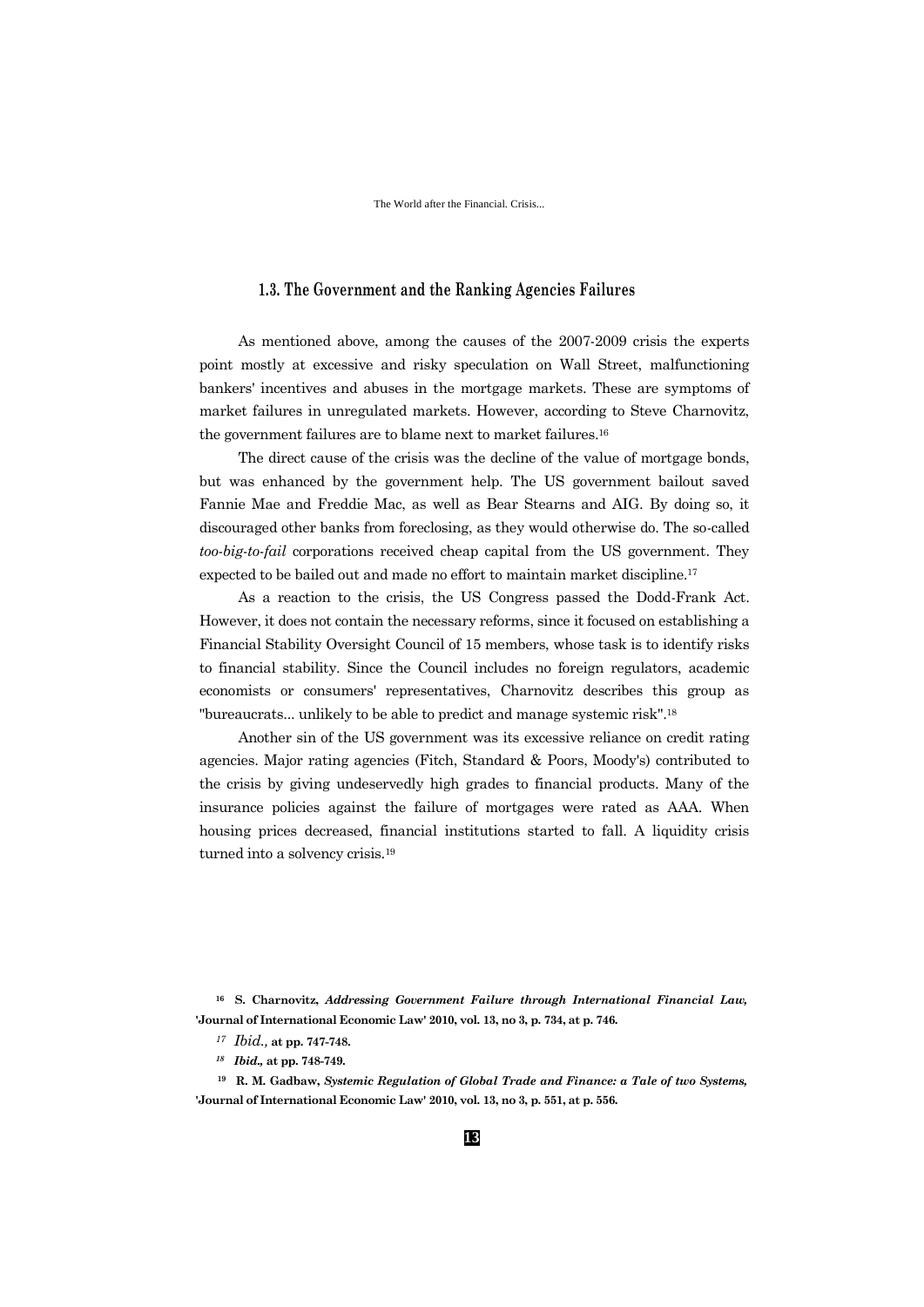### 1.3. The Government and the Ranking Agencies Failures

As mentioned above, among the causes of the 2007-2009 crisis the experts point mostly at excessive and risky speculation on Wall Street, malfunctioning bankers' incentives and abuses in the mortgage markets. These are symptoms of market failures in unregulated markets. However, according to Steve Charnovitz, the government failures are to blame next to market failures.[16]

The direct cause of the crisis was the decline of the value of mortgage bonds, but was enhanced by the government help. The US government bailout saved Fannie Mae and Freddie Mac, as well as Bear Stearns and AIG. By doing so, it discouraged other banks from foreclosing, as they would otherwise do. The so-called *too-big-to-fail* corporations received cheap capital from the US government. They expected to be bailed out and made no effort to maintain market discipline.[17]

As a reaction to the crisis, the US Congress passed the Dodd-Frank Act. However, it does not contain the necessary reforms, since it focused on establishing a Financial Stability Oversight Council of 15 members, whose task is to identify risks to financial stability. Since the Council includes no foreign regulators, academic economists or consumers' representatives, Charnovitz describes this group as "bureaucrats... unlikely to be able to predict and manage systemic risk".[18]

Another sin of the US government was its excessive reliance on credit rating agencies. Major rating agencies (Fitch, Standard & Poors, Moody's) contributed to the crisis by giving undeservedly high grades to financial products. Many of the insurance policies against the failure of mortgages were rated as AAA. When housing prices decreased, financial institutions started to fall. A liquidity crisis turned into a solvency crisis.[19]

---

[16] **S. Charnovitz, *Addressing Government Failure through International Financial Law,* 'Journal of International Economic Law' 2010, vol. 13, no 3, p. 734, at p. 746.**

[17] *Ibid.,* **at pp. 747-748.**

[18] ***Ibid.,*** **at pp. 748-749.**

[19] **R. M. Gadbaw, *Systemic Regulation of Global Trade and Finance: a Tale of two Systems,* 'Journal of International Economic Law' 2010, vol. 13, no 3, p. 551, at p. 556.**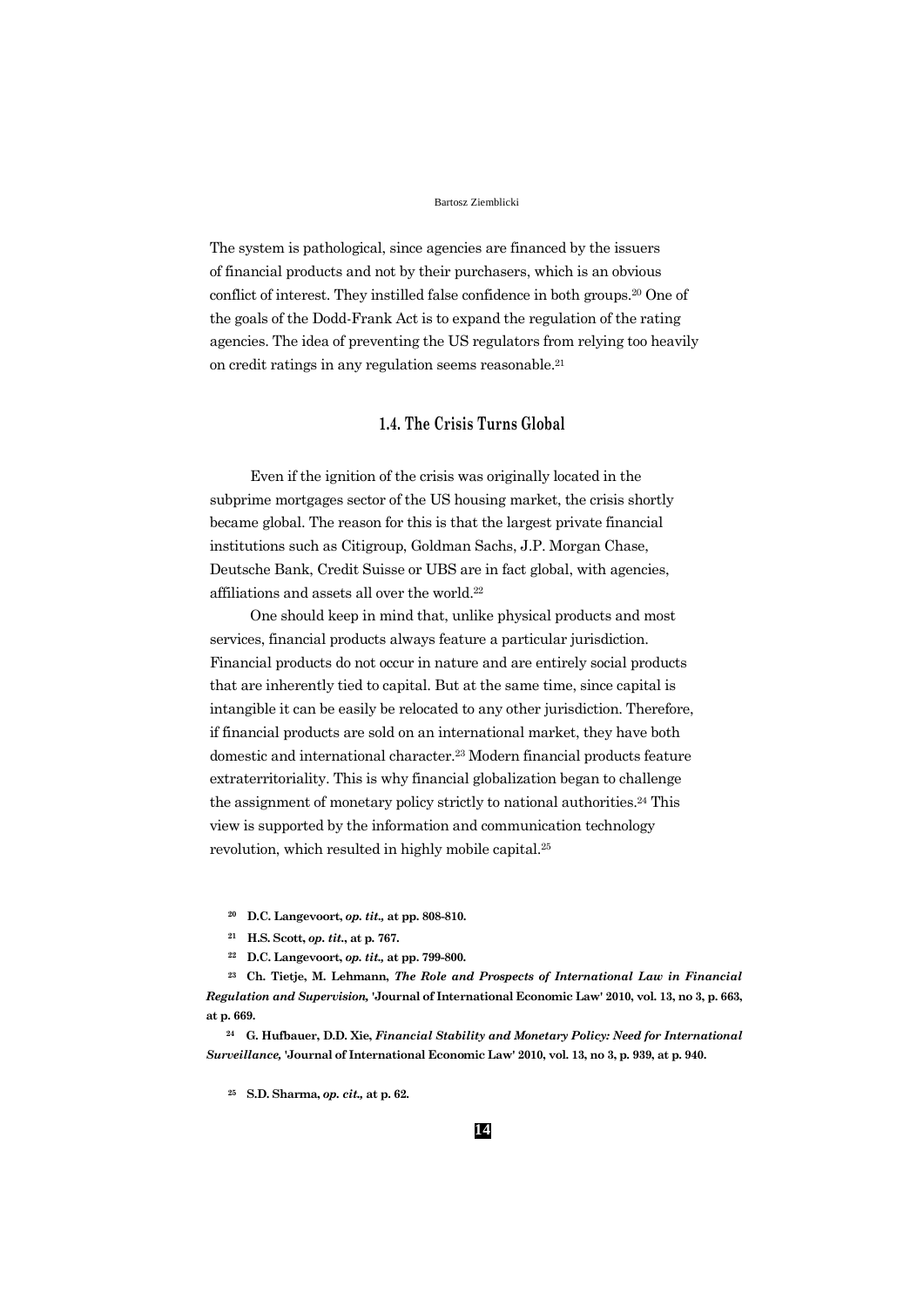The system is pathological, since agencies are financed by the issuers of financial products and not by their purchasers, which is an obvious conflict of interest. They instilled false confidence in both groups.[20] One of the goals of the Dodd-Frank Act is to expand the regulation of the rating agencies. The idea of preventing the US regulators from relying too heavily on credit ratings in any regulation seems reasonable.[21]

### 1.4. The Crisis Turns Global

Even if the ignition of the crisis was originally located in the subprime mortgages sector of the US housing market, the crisis shortly became global. The reason for this is that the largest private financial institutions such as Citigroup, Goldman Sachs, J.P. Morgan Chase, Deutsche Bank, Credit Suisse or UBS are in fact global, with agencies, affiliations and assets all over the world.[22]

One should keep in mind that, unlike physical products and most services, financial products always feature a particular jurisdiction. Financial products do not occur in nature and are entirely social products that are inherently tied to capital. But at the same time, since capital is intangible it can be easily be relocated to any other jurisdiction. Therefore, if financial products are sold on an international market, they have both domestic and international character.[23] Modern financial products feature extraterritoriality. This is why financial globalization began to challenge the assignment of monetary policy strictly to national authorities.[24] This view is supported by the information and communication technology revolution, which resulted in highly mobile capital.[25]

---

**[20] D.C. Langevoort, *op. tit.,* at pp. 808-810.**

**[21] H.S. Scott, *op. tit.*, at p. 767.**

**[22] D.C. Langevoort, *op. tit.,* at pp. 799-800.**

**[23] Ch. Tietje, M. Lehmann, *The Role and Prospects of International Law in Financial Regulation and Supervision,* 'Journal of International Economic Law' 2010, vol. 13, no 3, p. 663, at p. 669.**

**[24] G. Hufbauer, D.D. Xie, *Financial Stability and Monetary Policy: Need for International Surveillance,* 'Journal of International Economic Law' 2010, vol. 13, no 3, p. 939, at p. 940.**

**[25] S.D. Sharma, *op. cit.,* at p. 62.**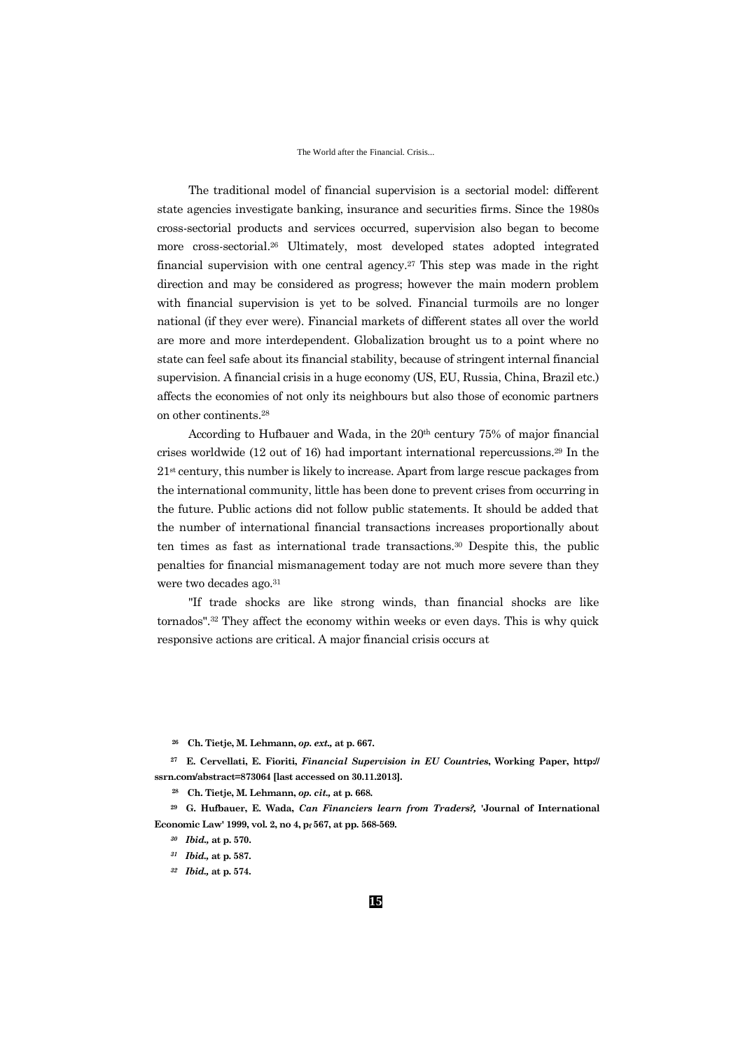The traditional model of financial supervision is a sectorial model: different state agencies investigate banking, insurance and securities firms. Since the 1980s cross-sectorial products and services occurred, supervision also began to become more cross-sectorial.[26] Ultimately, most developed states adopted integrated financial supervision with one central agency.[27] This step was made in the right direction and may be considered as progress; however the main modern problem with financial supervision is yet to be solved. Financial turmoils are no longer national (if they ever were). Financial markets of different states all over the world are more and more interdependent. Globalization brought us to a point where no state can feel safe about its financial stability, because of stringent internal financial supervision. A financial crisis in a huge economy (US, EU, Russia, China, Brazil etc.) affects the economies of not only its neighbours but also those of economic partners on other continents.[28]

According to Hufbauer and Wada, in the 20th century 75% of major financial crises worldwide (12 out of 16) had important international repercussions.[29] In the 21st century, this number is likely to increase. Apart from large rescue packages from the international community, little has been done to prevent crises from occurring in the future. Public actions did not follow public statements. It should be added that the number of international financial transactions increases proportionally about ten times as fast as international trade transactions.[30] Despite this, the public penalties for financial mismanagement today are not much more severe than they were two decades ago.[31]

"If trade shocks are like strong winds, than financial shocks are like tornados".[32] They affect the economy within weeks or even days. This is why quick responsive actions are critical. A major financial crisis occurs at

---

[26] **Ch. Tietje, M. Lehmann, *op. ext.,* at p. 667.**

[27] **E. Cervellati, E. Fioriti, *Financial Supervision in EU Countries*, Working Paper, http:// ssrn.com/abstract=873064 [last accessed on 30.11.2013].**

[28] **Ch. Tietje, M. Lehmann, *op. cit.,* at p. 668.**

[29] **G. Hufbauer, E. Wada, *Can Financiers learn from Traders?,* 'Journal of International Economic Law' 1999, vol. 2, no 4, p. 567, at pp. 568-569.**

[30] ***Ibid.,* at p. 570.**

[31] ***Ibid.,* at p. 587.**

[32] ***Ibid.,* at p. 574.**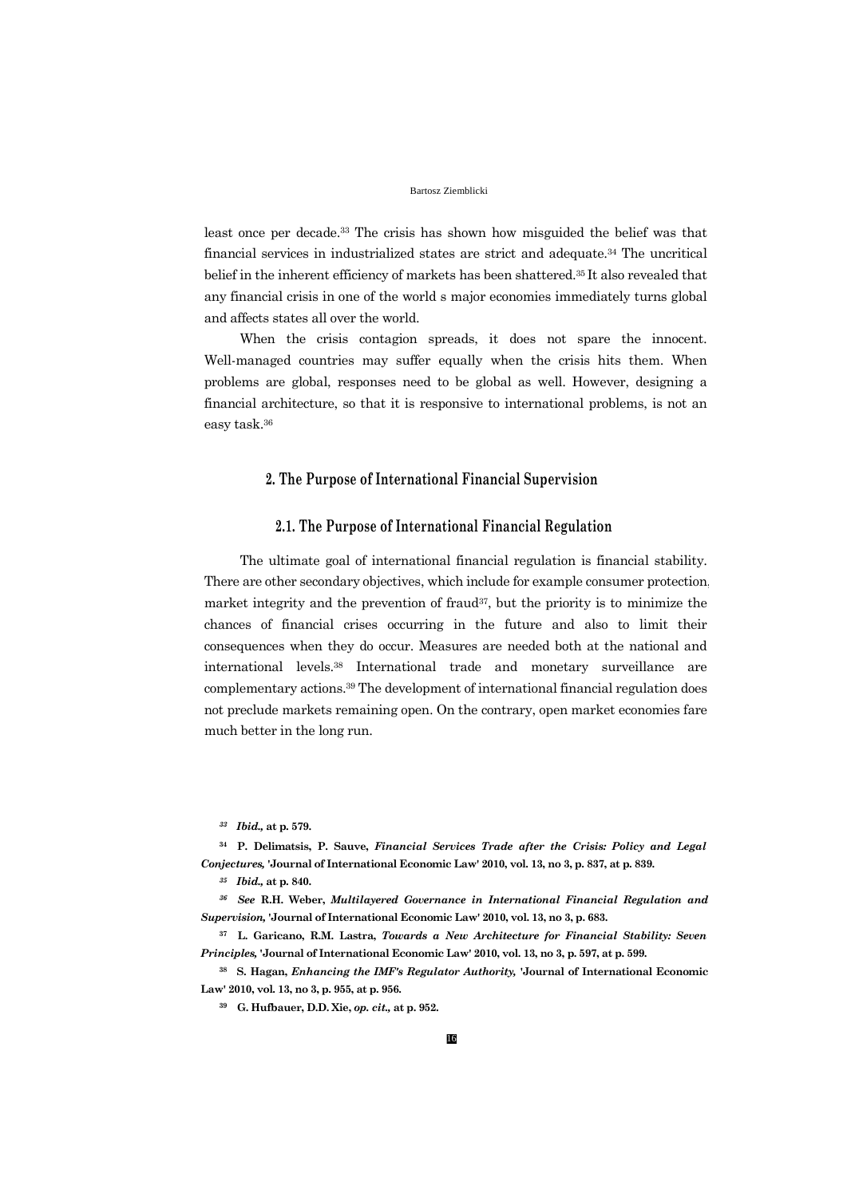least once per decade.[33] The crisis has shown how misguided the belief was that financial services in industrialized states are strict and adequate.[34] The uncritical belief in the inherent efficiency of markets has been shattered.[35] It also revealed that any financial crisis in one of the world s major economies immediately turns global and affects states all over the world.

When the crisis contagion spreads, it does not spare the innocent. Well-managed countries may suffer equally when the crisis hits them. When problems are global, responses need to be global as well. However, designing a financial architecture, so that it is responsive to international problems, is not an easy task.[36]

## 2. The Purpose of International Financial Supervision

### 2.1. The Purpose of International Financial Regulation

The ultimate goal of international financial regulation is financial stability. There are other secondary objectives, which include for example consumer protection, market integrity and the prevention of fraud[37], but the priority is to minimize the chances of financial crises occurring in the future and also to limit their consequences when they do occur. Measures are needed both at the national and international levels.[38] International trade and monetary surveillance are complementary actions.[39] The development of international financial regulation does not preclude markets remaining open. On the contrary, open market economies fare much better in the long run.

---

[33] ***Ibid.,*** **at p. 579.**

[34] **P. Delimatsis, P. Sauve, *Financial Services Trade after the Crisis: Policy and Legal Conjectures,* 'Journal of International Economic Law' 2010, vol. 13, no 3, p. 837, at p. 839.**

[35] ***Ibid.,*** **at p. 840.**

[36] ***See*** **R.H. Weber, *Multilayered Governance in International Financial Regulation and Supervision,* 'Journal of International Economic Law' 2010, vol. 13, no 3, p. 683.**

[37] **L. Garicano, R.M. Lastra, *Towards a New Architecture for Financial Stability: Seven Principles,* 'Journal of International Economic Law' 2010, vol. 13, no 3, p. 597, at p. 599.**

[38] **S. Hagan, *Enhancing the IMF's Regulator Authority,* 'Journal of International Economic Law' 2010, vol. 13, no 3, p. 955, at p. 956.**

[39] **G. Hufbauer, D.D. Xie, *op. cit.,* at p. 952.**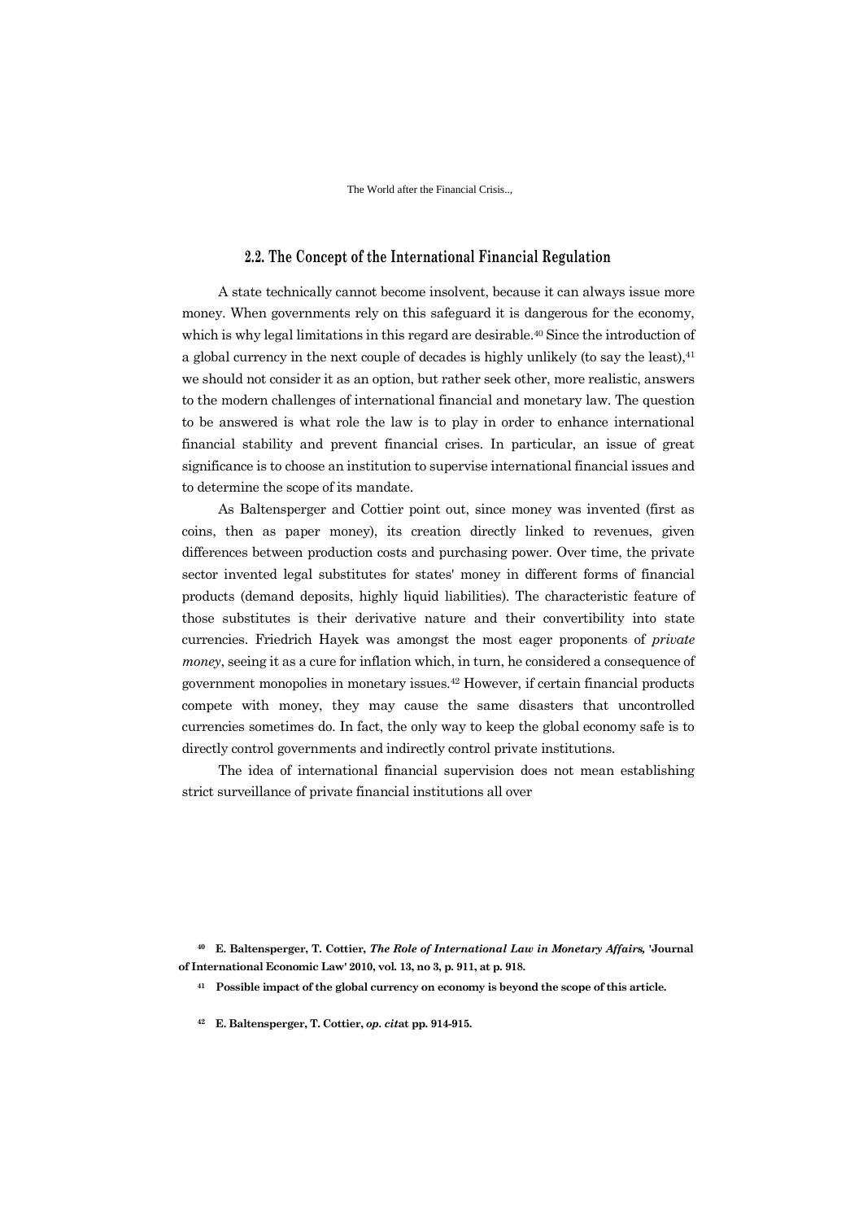## 2.2. The Concept of the International Financial Regulation

A state technically cannot become insolvent, because it can always issue more money. When governments rely on this safeguard it is dangerous for the economy, which is why legal limitations in this regard are desirable.[40] Since the introduction of a global currency in the next couple of decades is highly unlikely (to say the least),[41] we should not consider it as an option, but rather seek other, more realistic, answers to the modern challenges of international financial and monetary law. The question to be answered is what role the law is to play in order to enhance international financial stability and prevent financial crises. In particular, an issue of great significance is to choose an institution to supervise international financial issues and to determine the scope of its mandate.

As Baltensperger and Cottier point out, since money was invented (first as coins, then as paper money), its creation directly linked to revenues, given differences between production costs and purchasing power. Over time, the private sector invented legal substitutes for states' money in different forms of financial products (demand deposits, highly liquid liabilities). The characteristic feature of those substitutes is their derivative nature and their convertibility into state currencies. Friedrich Hayek was amongst the most eager proponents of *private money*, seeing it as a cure for inflation which, in turn, he considered a consequence of government monopolies in monetary issues.[42] However, if certain financial products compete with money, they may cause the same disasters that uncontrolled currencies sometimes do. In fact, the only way to keep the global economy safe is to directly control governments and indirectly control private institutions.

The idea of international financial supervision does not mean establishing strict surveillance of private financial institutions all over

[40] **E. Baltensperger, T. Cottier, *The Role of International Law in Monetary Affairs,* 'Journal of International Economic Law' 2010, vol. 13, no 3, p. 911, at p. 918.**

[41] **Possible impact of the global currency on economy is beyond the scope of this article.**

[42] **E. Baltensperger, T. Cottier, *op. cit*at pp. 914-915.**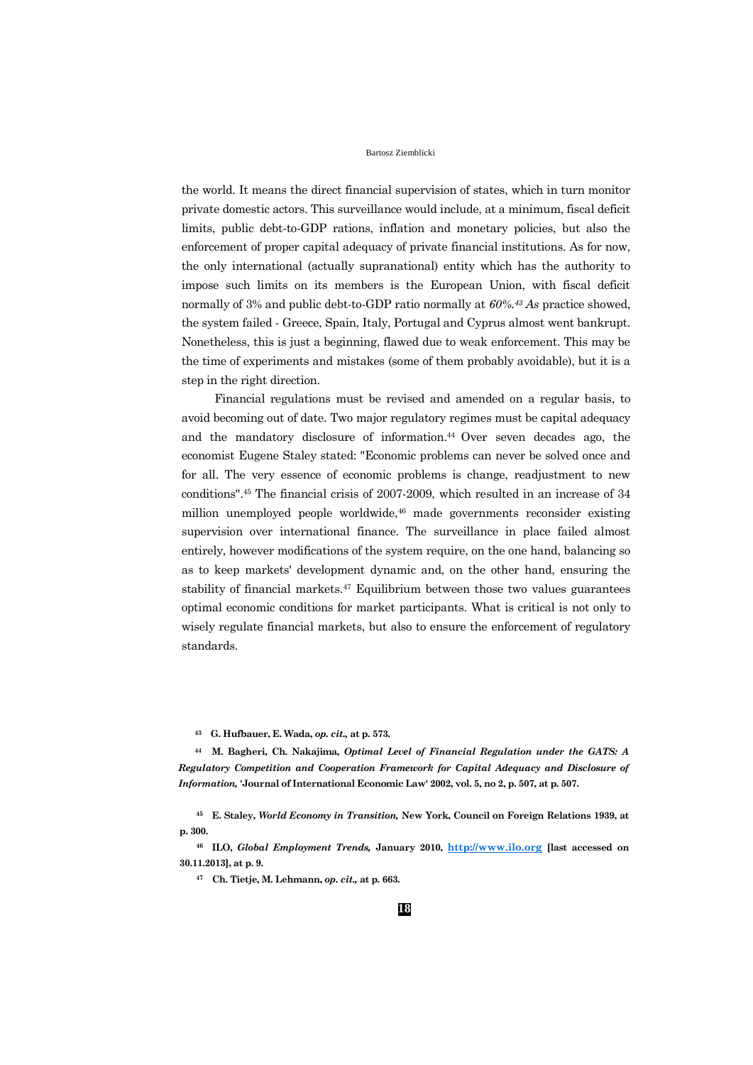the world. It means the direct financial supervision of states, which in turn monitor private domestic actors. This surveillance would include, at a minimum, fiscal deficit limits, public debt-to-GDP rations, inflation and monetary policies, but also the enforcement of proper capital adequacy of private financial institutions. As for now, the only international (actually supranational) entity which has the authority to impose such limits on its members is the European Union, with fiscal deficit normally of 3% and public debt-to-GDP ratio normally at *60%.*[43] *As* practice showed, the system failed - Greece, Spain, Italy, Portugal and Cyprus almost went bankrupt. Nonetheless, this is just a beginning, flawed due to weak enforcement. This may be the time of experiments and mistakes (some of them probably avoidable), but it is a step in the right direction.

Financial regulations must be revised and amended on a regular basis, to avoid becoming out of date. Two major regulatory regimes must be capital adequacy and the mandatory disclosure of information.[44] Over seven decades ago, the economist Eugene Staley stated: "Economic problems can never be solved once and for all. The very essence of economic problems is change, readjustment to new conditions".[45] The financial crisis of 2007-2009, which resulted in an increase of 34 million unemployed people worldwide,[46] made governments reconsider existing supervision over international finance. The surveillance in place failed almost entirely, however modifications of the system require, on the one hand, balancing so as to keep markets' development dynamic and, on the other hand, ensuring the stability of financial markets.[47] Equilibrium between those two values guarantees optimal economic conditions for market participants. What is critical is not only to wisely regulate financial markets, but also to ensure the enforcement of regulatory standards.

---

[43] **G. Hufbauer, E. Wada, *op. cit.*, at p. 573.**

[44] **M. Bagheri, Ch. Nakajima, *Optimal Level of Financial Regulation under the GATS: A Regulatory Competition and Cooperation Framework for Capital Adequacy and Disclosure of Information*, 'Journal of International Economic Law' 2002, vol. 5, no 2, p. 507, at p. 507.**

[45] **E. Staley, *World Economy in Transition*, New York, Council on Foreign Relations 1939, at p. 300.**

[46] **ILO, *Global Employment Trends*, January 2010, http://www.ilo.org [last accessed on 30.11.2013], at p. 9.**

[47] **Ch. Tietje, M. Lehmann, *op. cit.*, at p. 663.**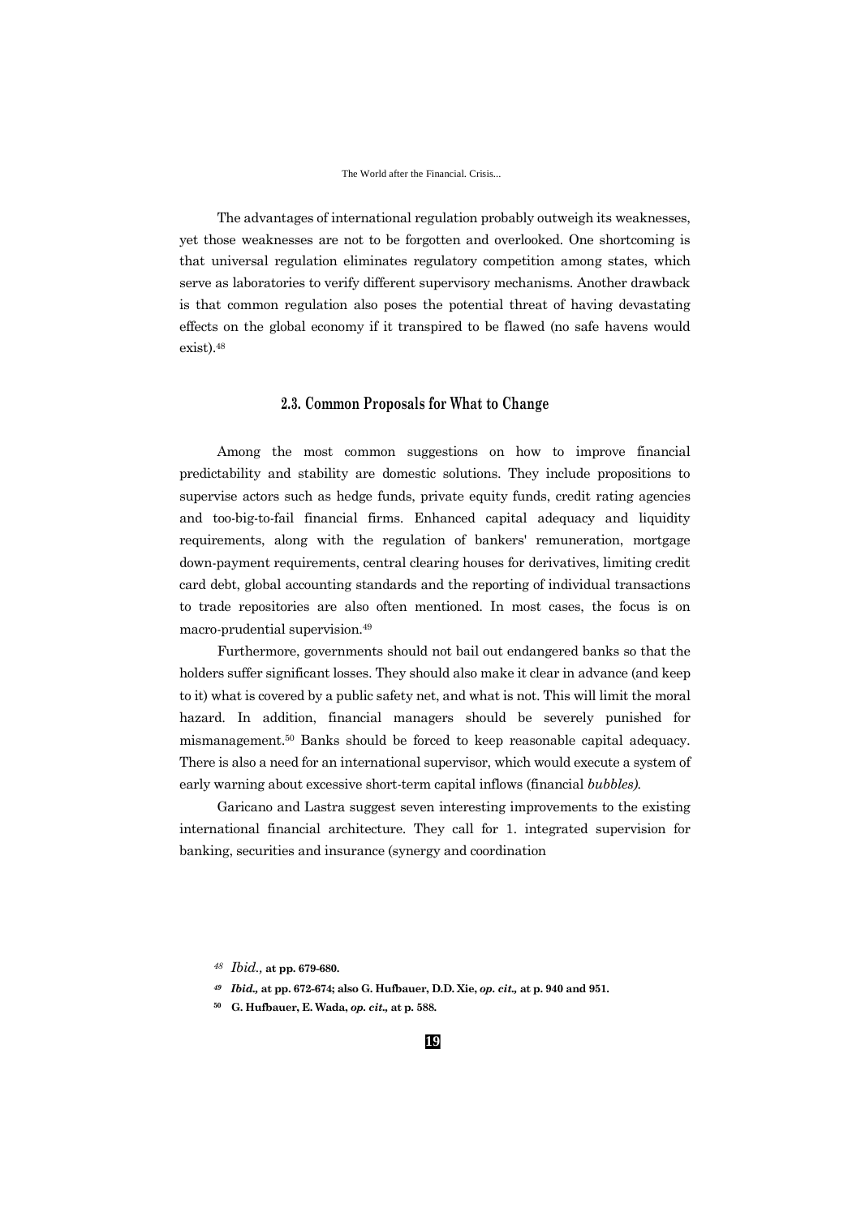The advantages of international regulation probably outweigh its weaknesses, yet those weaknesses are not to be forgotten and overlooked. One shortcoming is that universal regulation eliminates regulatory competition among states, which serve as laboratories to verify different supervisory mechanisms. Another drawback is that common regulation also poses the potential threat of having devastating effects on the global economy if it transpired to be flawed (no safe havens would exist).[48]

### 2.3. Common Proposals for What to Change

Among the most common suggestions on how to improve financial predictability and stability are domestic solutions. They include propositions to supervise actors such as hedge funds, private equity funds, credit rating agencies and too-big-to-fail financial firms. Enhanced capital adequacy and liquidity requirements, along with the regulation of bankers' remuneration, mortgage down-payment requirements, central clearing houses for derivatives, limiting credit card debt, global accounting standards and the reporting of individual transactions to trade repositories are also often mentioned. In most cases, the focus is on macro-prudential supervision.[49]

Furthermore, governments should not bail out endangered banks so that the holders suffer significant losses. They should also make it clear in advance (and keep to it) what is covered by a public safety net, and what is not. This will limit the moral hazard. In addition, financial managers should be severely punished for mismanagement.[50] Banks should be forced to keep reasonable capital adequacy. There is also a need for an international supervisor, which would execute a system of early warning about excessive short-term capital inflows (financial *bubbles)*.

Garicano and Lastra suggest seven interesting improvements to the existing international financial architecture. They call for 1. integrated supervision for banking, securities and insurance (synergy and coordination

[48] *Ibid.,* **at pp. 679-680.**

[49] ***Ibid.,*** **at pp. 672-674; also G. Hufbauer, D.D. Xie, *op. cit.,* at p. 940 and 951.**

[50] **G. Hufbauer, E. Wada, *op. cit.,* at p. 588.**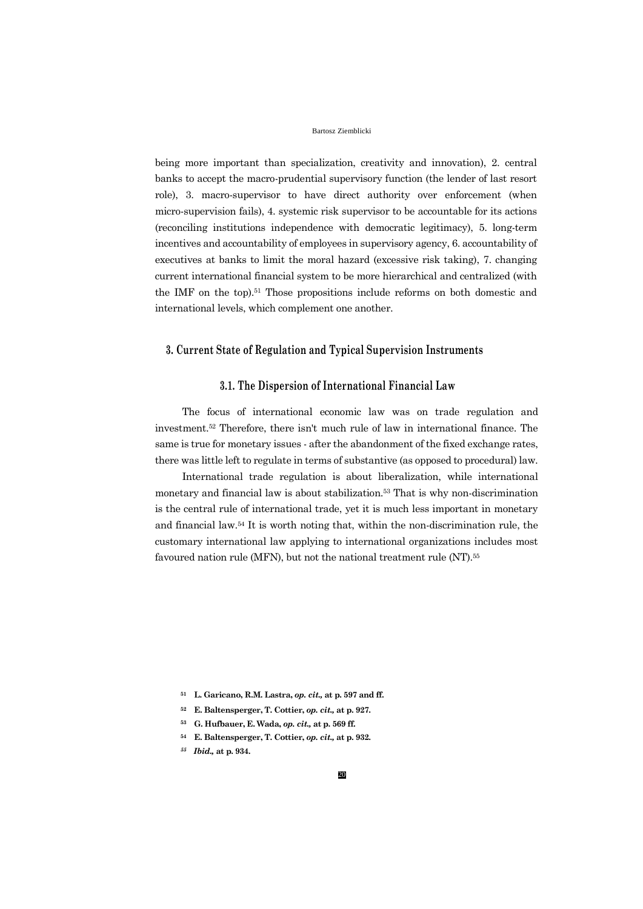being more important than specialization, creativity and innovation), 2. central banks to accept the macro-prudential supervisory function (the lender of last resort role), 3. macro-supervisor to have direct authority over enforcement (when micro-supervision fails), 4. systemic risk supervisor to be accountable for its actions (reconciling institutions independence with democratic legitimacy), 5. long-term incentives and accountability of employees in supervisory agency, 6. accountability of executives at banks to limit the moral hazard (excessive risk taking), 7. changing current international financial system to be more hierarchical and centralized (with the IMF on the top).[51] Those propositions include reforms on both domestic and international levels, which complement one another.

## 3. Current State of Regulation and Typical Supervision Instruments

### 3.1. The Dispersion of International Financial Law

The focus of international economic law was on trade regulation and investment.[52] Therefore, there isn't much rule of law in international finance. The same is true for monetary issues - after the abandonment of the fixed exchange rates, there was little left to regulate in terms of substantive (as opposed to procedural) law.

International trade regulation is about liberalization, while international monetary and financial law is about stabilization.[53] That is why non-discrimination is the central rule of international trade, yet it is much less important in monetary and financial law.[54] It is worth noting that, within the non-discrimination rule, the customary international law applying to international organizations includes most favoured nation rule (MFN), but not the national treatment rule (NT).[55]

---

[51] **L. Garicano, R.M. Lastra, *op. cit.,* at p. 597 and ff.**

[52] **E. Baltensperger, T. Cottier, *op. cit.,* at p. 927.**

[53] **G. Hufbauer, E. Wada, *op. cit.,* at p. 569 ff.**

[54] **E. Baltensperger, T. Cottier, *op. cit.,* at p. 932.**

[55] ***Ibid.,* at p. 934.**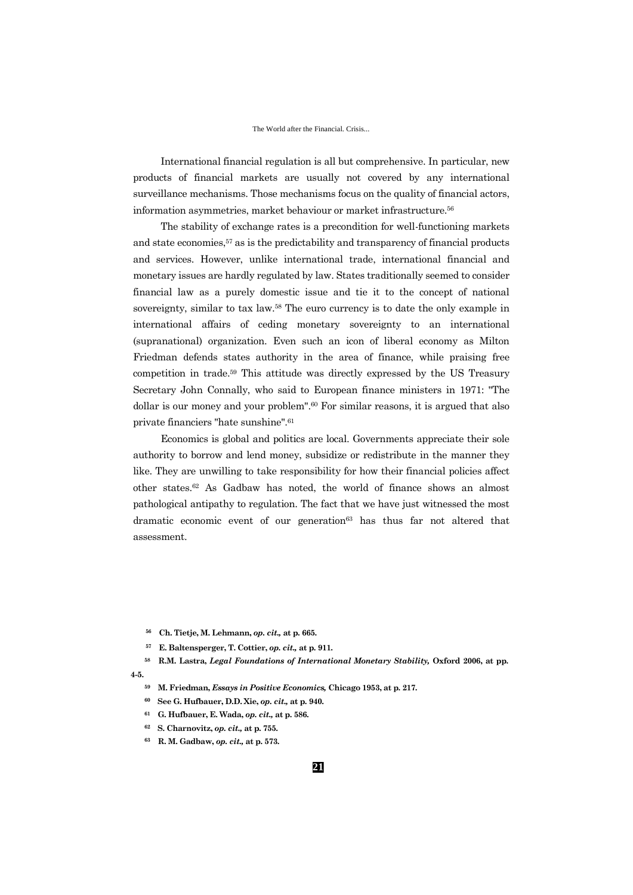International financial regulation is all but comprehensive. In particular, new products of financial markets are usually not covered by any international surveillance mechanisms. Those mechanisms focus on the quality of financial actors, information asymmetries, market behaviour or market infrastructure.[56]

The stability of exchange rates is a precondition for well-functioning markets and state economies,[57] as is the predictability and transparency of financial products and services. However, unlike international trade, international financial and monetary issues are hardly regulated by law. States traditionally seemed to consider financial law as a purely domestic issue and tie it to the concept of national sovereignty, similar to tax law.[58] The euro currency is to date the only example in international affairs of ceding monetary sovereignty to an international (supranational) organization. Even such an icon of liberal economy as Milton Friedman defends states authority in the area of finance, while praising free competition in trade.[59] This attitude was directly expressed by the US Treasury Secretary John Connally, who said to European finance ministers in 1971: "The dollar is our money and your problem".[60] For similar reasons, it is argued that also private financiers "hate sunshine".[61]

Economics is global and politics are local. Governments appreciate their sole authority to borrow and lend money, subsidize or redistribute in the manner they like. They are unwilling to take responsibility for how their financial policies affect other states.[62] As Gadbaw has noted, the world of finance shows an almost pathological antipathy to regulation. The fact that we have just witnessed the most dramatic economic event of our generation[63] has thus far not altered that assessment.

---

[56] **Ch. Tietje, M. Lehmann, *op. cit.,* at p. 665.**

[57] **E. Baltensperger, T. Cottier, *op. cit.,* at p. 911.**

[58] **R.M. Lastra, *Legal Foundations of International Monetary Stability,* Oxford 2006, at pp. 4-5.**

[59] **M. Friedman, *Essays in Positive Economics,* Chicago 1953, at p. 217.**

[60] **See G. Hufbauer, D.D. Xie, *op. cit.,* at p. 940.**

[61] **G. Hufbauer, E. Wada, *op. cit.,* at p. 586.**

[62] **S. Charnovitz, *op. cit.,* at p. 755.**

[63] **R. M. Gadbaw, *op. cit.,* at p. 573.**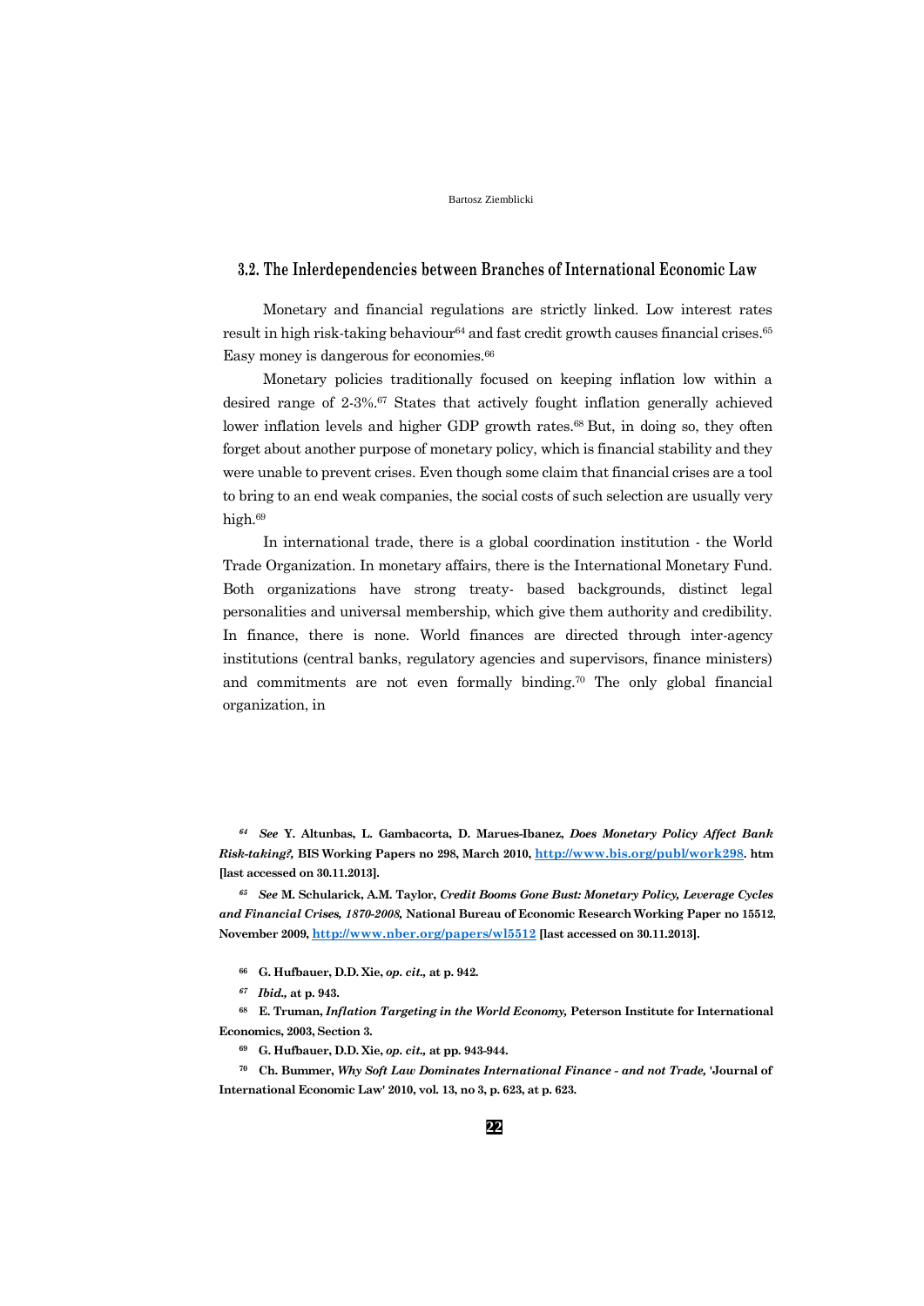### 3.2. The Interdependencies between Branches of International Economic Law

Monetary and financial regulations are strictly linked. Low interest rates result in high risk-taking behaviour[64] and fast credit growth causes financial crises.[65] Easy money is dangerous for economies.[66]

Monetary policies traditionally focused on keeping inflation low within a desired range of 2-3%.[67] States that actively fought inflation generally achieved lower inflation levels and higher GDP growth rates.[68] But, in doing so, they often forget about another purpose of monetary policy, which is financial stability and they were unable to prevent crises. Even though some claim that financial crises are a tool to bring to an end weak companies, the social costs of such selection are usually very high.[69]

In international trade, there is a global coordination institution - the World Trade Organization. In monetary affairs, there is the International Monetary Fund. Both organizations have strong treaty- based backgrounds, distinct legal personalities and universal membership, which give them authority and credibility. In finance, there is none. World finances are directed through inter-agency institutions (central banks, regulatory agencies and supervisors, finance ministers) and commitments are not even formally binding.[70] The only global financial organization, in

---

[64] *See* Y. Altunbas, L. Gambacorta, D. Marues-Ibanez, *Does Monetary Policy Affect Bank Risk-taking?,* BIS Working Papers no 298, March 2010, http://www.bis.org/publ/work298. htm [last accessed on 30.11.2013].

[65] *See* M. Schularick, A.M. Taylor, *Credit Booms Gone Bust: Monetary Policy, Leverage Cycles and Financial Crises, 1870-2008,* National Bureau of Economic Research Working Paper no 15512, November 2009, http://www.nber.org/papers/wl5512 [last accessed on 30.11.2013].

[66] G. Hufbauer, D.D. Xie, *op. cit.,* at p. 942.

[67] *Ibid.,* at p. 943.

[68] E. Truman, *Inflation Targeting in the World Economy,* Peterson Institute for International Economics, 2003, Section 3.

[69] G. Hufbauer, D.D. Xie, *op. cit.,* at pp. 943-944.

[70] Ch. Bummer, *Why Soft Law Dominates International Finance - and not Trade,* 'Journal of International Economic Law' 2010, vol. 13, no 3, p. 623, at p. 623.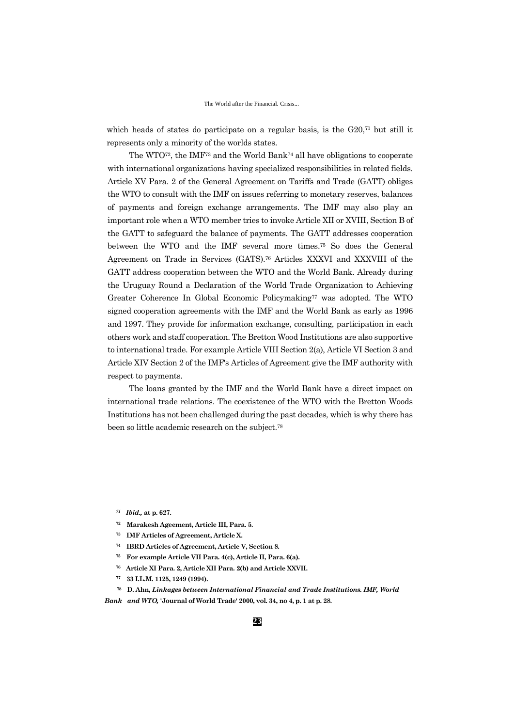which heads of states do participate on a regular basis, is the G20,[71] but still it represents only a minority of the worlds states.

The WTO[72], the IMF[73] and the World Bank[74] all have obligations to cooperate with international organizations having specialized responsibilities in related fields. Article XV Para. 2 of the General Agreement on Tariffs and Trade (GATT) obliges the WTO to consult with the IMF on issues referring to monetary reserves, balances of payments and foreign exchange arrangements. The IMF may also play an important role when a WTO member tries to invoke Article XII or XVIII, Section B of the GATT to safeguard the balance of payments. The GATT addresses cooperation between the WTO and the IMF several more times.[75] So does the General Agreement on Trade in Services (GATS).[76] Articles XXXVI and XXXVIII of the GATT address cooperation between the WTO and the World Bank. Already during the Uruguay Round a Declaration of the World Trade Organization to Achieving Greater Coherence In Global Economic Policymaking[77] was adopted. The WTO signed cooperation agreements with the IMF and the World Bank as early as 1996 and 1997. They provide for information exchange, consulting, participation in each others work and staff cooperation. The Bretton Wood Institutions are also supportive to international trade. For example Article VIII Section 2(a), Article VI Section 3 and Article XIV Section 2 of the IMF's Articles of Agreement give the IMF authority with respect to payments.

The loans granted by the IMF and the World Bank have a direct impact on international trade relations. The coexistence of the WTO with the Bretton Woods Institutions has not been challenged during the past decades, which is why there has been so little academic research on the subject.[78]

---

[71] ***Ibid.*, at p. 627.**

[72] **Marakesh Ageement, Article III, Para. 5.**

[73] **IMF Articles of Agreement, Article X.**

[74] **IBRD Articles of Agreement, Article V, Section 8.**

[75] **For example Article VII Para. 4(c), Article II, Para. 6(a).**

[76] **Article XI Para. 2, Article XII Para. 2(b) and Article XXVII.**

[77] **33 I.L.M. 1125, 1249 (1994).**

[78] **D. Ahn, *Linkages between International Financial and Trade Institutions. IMF, World Bank and WTO,* 'Journal of World Trade' 2000, vol. 34, no 4, p. 1 at p. 28.**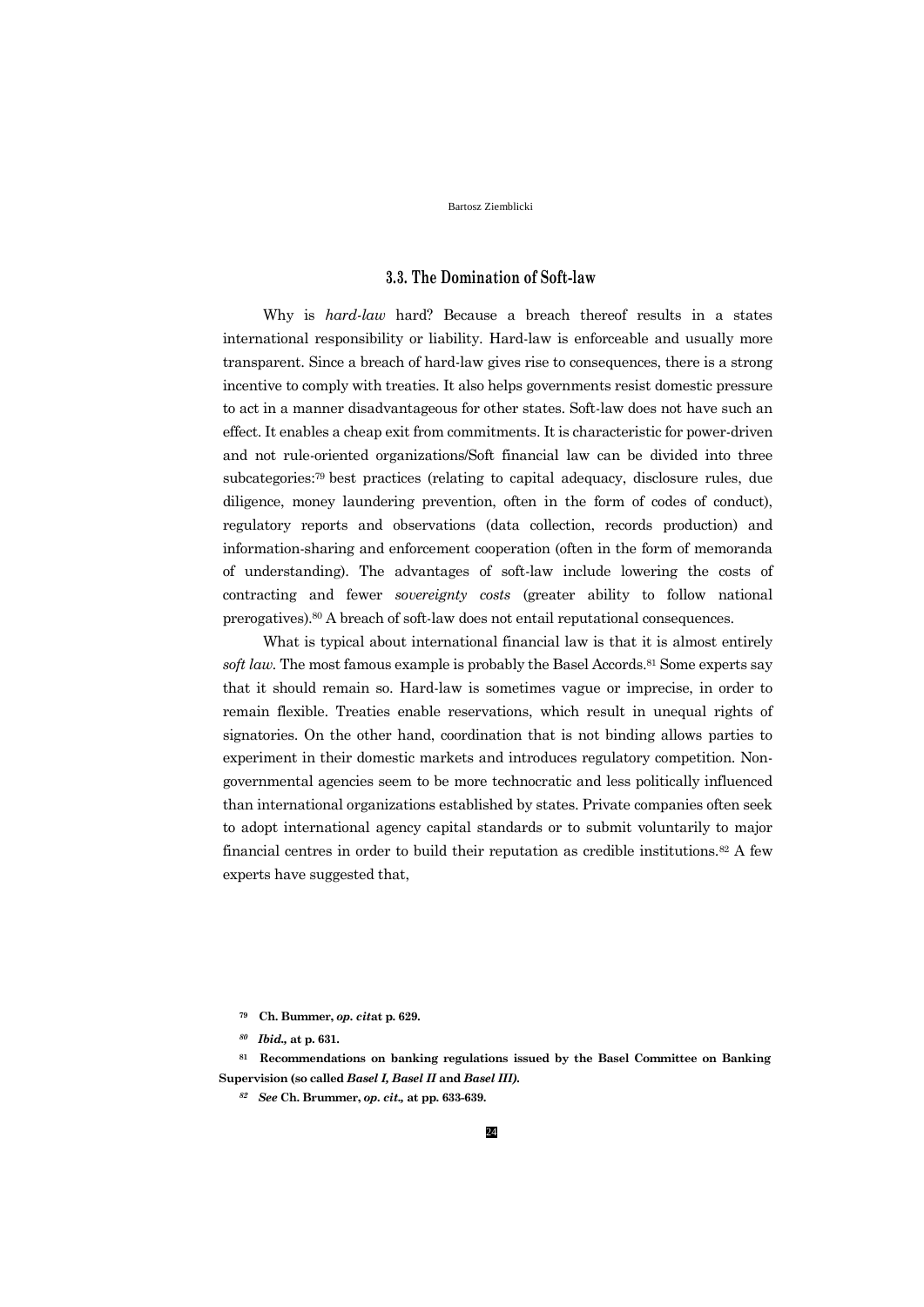### 3.3. The Domination of Soft-law

Why is *hard-law* hard? Because a breach thereof results in a states international responsibility or liability. Hard-law is enforceable and usually more transparent. Since a breach of hard-law gives rise to consequences, there is a strong incentive to comply with treaties. It also helps governments resist domestic pressure to act in a manner disadvantageous for other states. Soft-law does not have such an effect. It enables a cheap exit from commitments. It is characteristic for power-driven and not rule-oriented organizations/Soft financial law can be divided into three subcategories:[79] best practices (relating to capital adequacy, disclosure rules, due diligence, money laundering prevention, often in the form of codes of conduct), regulatory reports and observations (data collection, records production) and information-sharing and enforcement cooperation (often in the form of memoranda of understanding). The advantages of soft-law include lowering the costs of contracting and fewer *sovereignty costs* (greater ability to follow national prerogatives).[80] A breach of soft-law does not entail reputational consequences.

What is typical about international financial law is that it is almost entirely *soft law*. The most famous example is probably the Basel Accords.[81] Some experts say that it should remain so. Hard-law is sometimes vague or imprecise, in order to remain flexible. Treaties enable reservations, which result in unequal rights of signatories. On the other hand, coordination that is not binding allows parties to experiment in their domestic markets and introduces regulatory competition. Non-governmental agencies seem to be more technocratic and less politically influenced than international organizations established by states. Private companies often seek to adopt international agency capital standards or to submit voluntarily to major financial centres in order to build their reputation as credible institutions.[82] A few experts have suggested that,

---

[79] **Ch. Bummer, *op. cit*at p. 629.**

[80] ***Ibid.*, at p. 631.**

[81] **Recommendations on banking regulations issued by the Basel Committee on Banking Supervision (so called *Basel I, Basel II* and *Basel III*).**

[82] ***See* Ch. Brummer, *op. cit.*, at pp. 633-639.**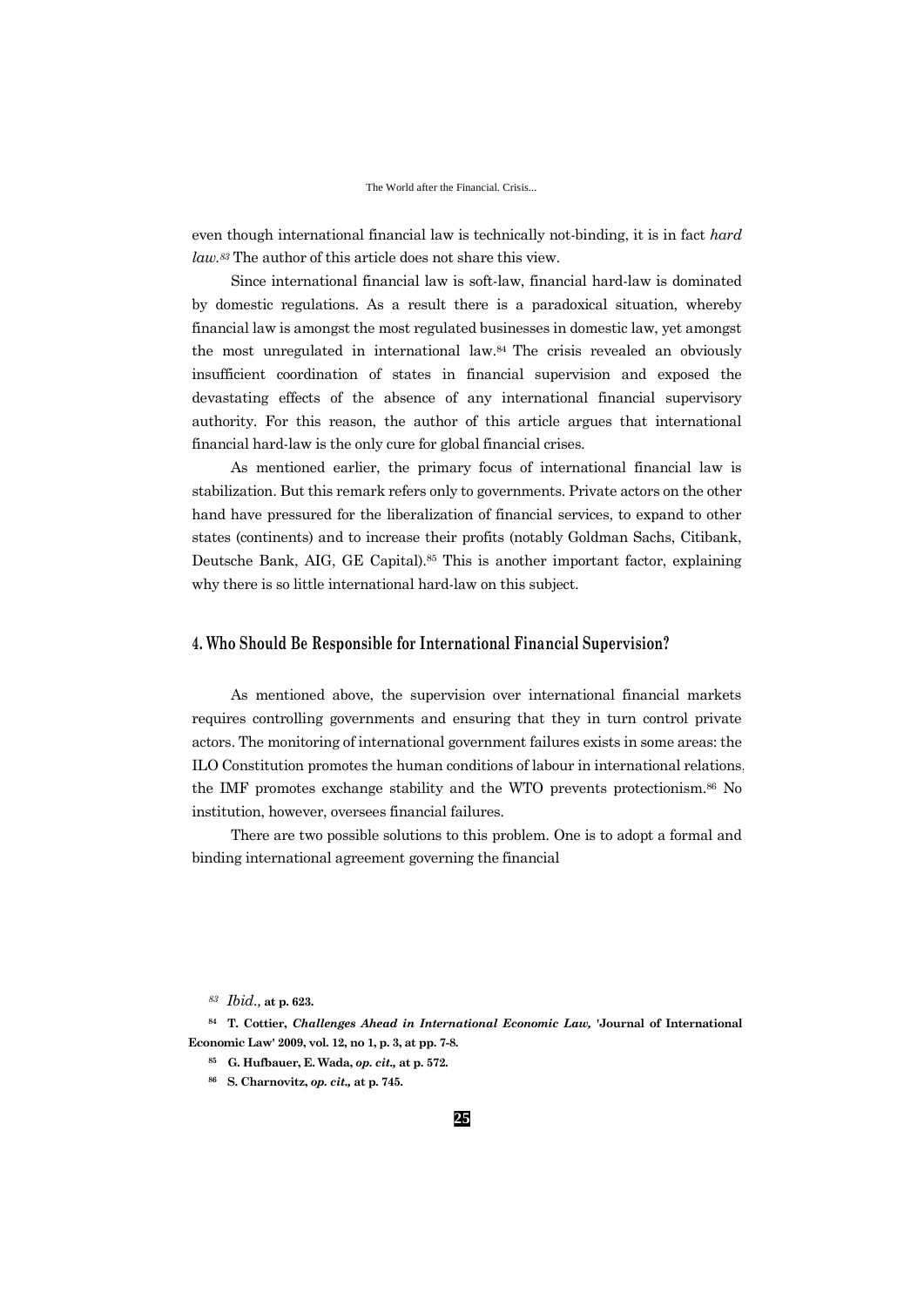even though international financial law is technically not-binding, it is in fact *hard law.*[83] The author of this article does not share this view.

Since international financial law is soft-law, financial hard-law is dominated by domestic regulations. As a result there is a paradoxical situation, whereby financial law is amongst the most regulated businesses in domestic law, yet amongst the most unregulated in international law.[84] The crisis revealed an obviously insufficient coordination of states in financial supervision and exposed the devastating effects of the absence of any international financial supervisory authority. For this reason, the author of this article argues that international financial hard-law is the only cure for global financial crises.

As mentioned earlier, the primary focus of international financial law is stabilization. But this remark refers only to governments. Private actors on the other hand have pressured for the liberalization of financial services, to expand to other states (continents) and to increase their profits (notably Goldman Sachs, Citibank, Deutsche Bank, AIG, GE Capital).[85] This is another important factor, explaining why there is so little international hard-law on this subject.

## 4. Who Should Be Responsible for International Financial Supervision?

As mentioned above, the supervision over international financial markets requires controlling governments and ensuring that they in turn control private actors. The monitoring of international government failures exists in some areas: the ILO Constitution promotes the human conditions of labour in international relations, the IMF promotes exchange stability and the WTO prevents protectionism.[86] No institution, however, oversees financial failures.

There are two possible solutions to this problem. One is to adopt a formal and binding international agreement governing the financial

---

[83] *Ibid.,* **at p. 623.**

[84] **T. Cottier, *Challenges Ahead in International Economic Law,* 'Journal of International Economic Law' 2009, vol. 12, no 1, p. 3, at pp. 7-8.**

[85] **G. Hufbauer, E. Wada, *op. cit.,* at p. 572.**

[86] **S. Charnovitz, *op. cit.,* at p. 745.**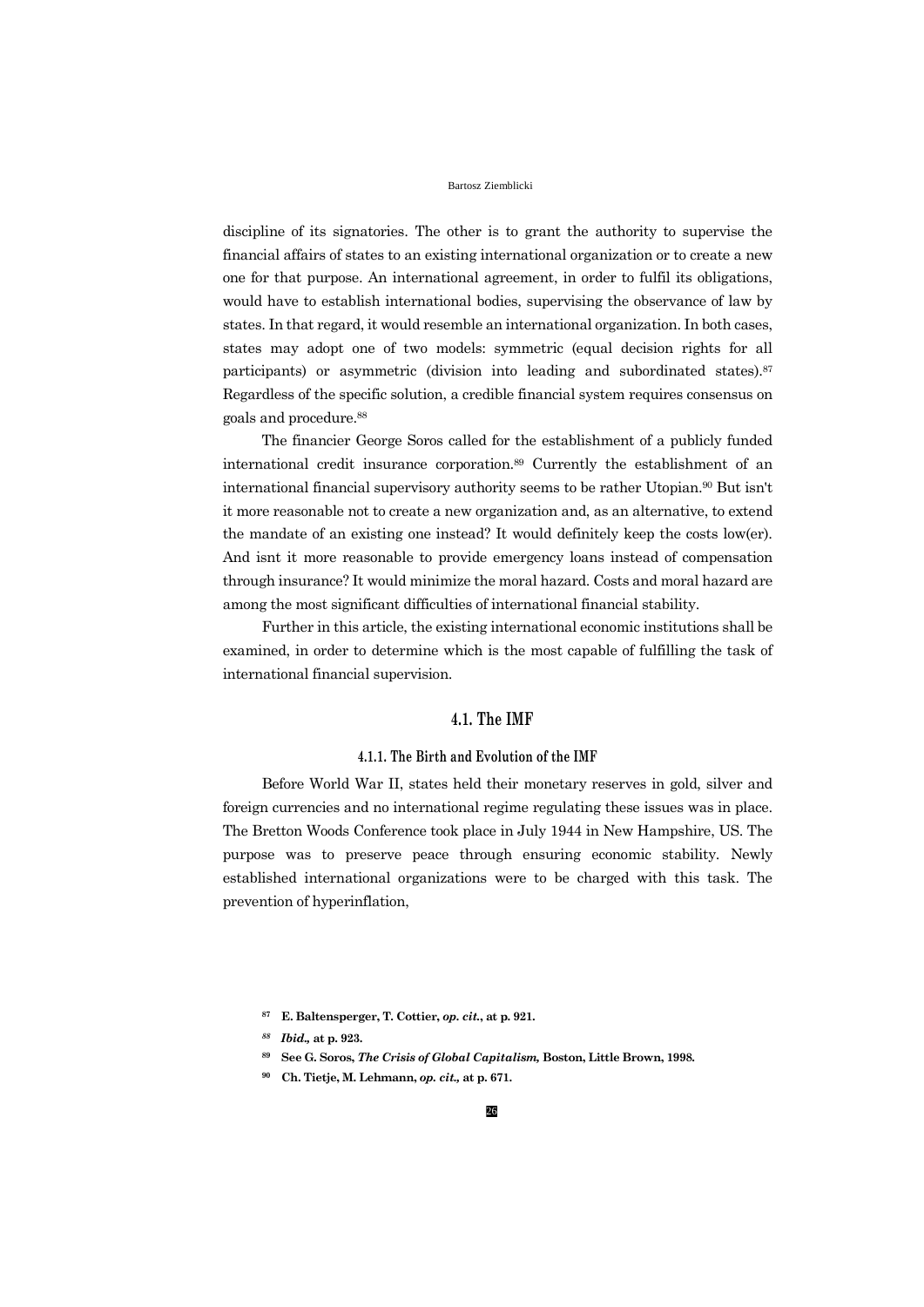discipline of its signatories. The other is to grant the authority to supervise the financial affairs of states to an existing international organization or to create a new one for that purpose. An international agreement, in order to fulfil its obligations, would have to establish international bodies, supervising the observance of law by states. In that regard, it would resemble an international organization. In both cases, states may adopt one of two models: symmetric (equal decision rights for all participants) or asymmetric (division into leading and subordinated states).[87] Regardless of the specific solution, a credible financial system requires consensus on goals and procedure.[88]

The financier George Soros called for the establishment of a publicly funded international credit insurance corporation.[89] Currently the establishment of an international financial supervisory authority seems to be rather Utopian.[90] But isn't it more reasonable not to create a new organization and, as an alternative, to extend the mandate of an existing one instead? It would definitely keep the costs low(er). And isnt it more reasonable to provide emergency loans instead of compensation through insurance? It would minimize the moral hazard. Costs and moral hazard are among the most significant difficulties of international financial stability.

Further in this article, the existing international economic institutions shall be examined, in order to determine which is the most capable of fulfilling the task of international financial supervision.

## 4.1. The IMF

### 4.1.1. The Birth and Evolution of the IMF

Before World War II, states held their monetary reserves in gold, silver and foreign currencies and no international regime regulating these issues was in place. The Bretton Woods Conference took place in July 1944 in New Hampshire, US. The purpose was to preserve peace through ensuring economic stability. Newly established international organizations were to be charged with this task. The prevention of hyperinflation,

---

[87] **E. Baltensperger, T. Cottier, *op. cit.*, at p. 921.**

[88] ***Ibid.,* at p. 923.**

[89] **See G. Soros, *The Crisis of Global Capitalism,* Boston, Little Brown, 1998.**

[90] **Ch. Tietje, M. Lehmann, *op. cit.,* at p. 671.**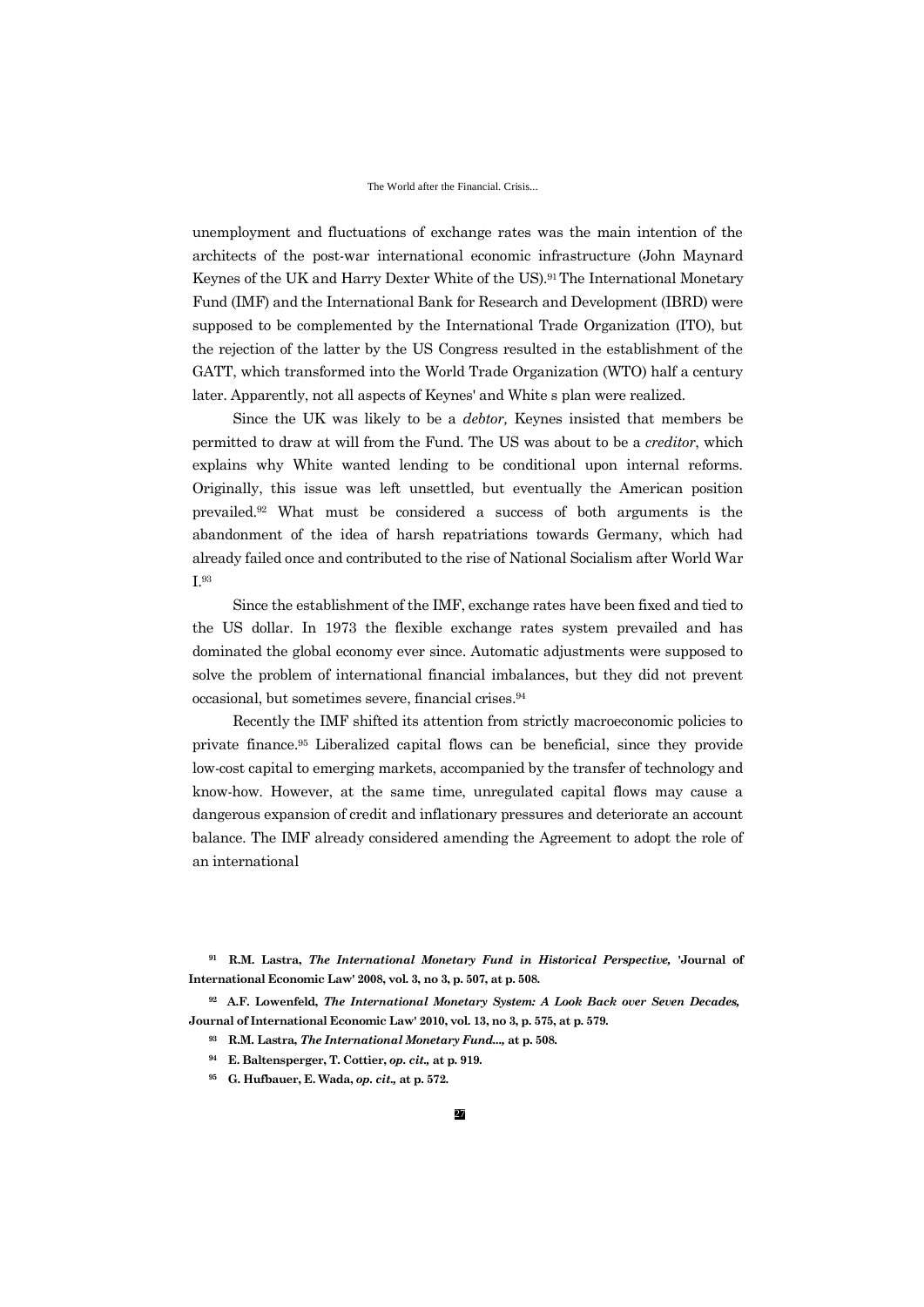unemployment and fluctuations of exchange rates was the main intention of the architects of the post-war international economic infrastructure (John Maynard Keynes of the UK and Harry Dexter White of the US).[91] The International Monetary Fund (IMF) and the International Bank for Research and Development (IBRD) were supposed to be complemented by the International Trade Organization (ITO), but the rejection of the latter by the US Congress resulted in the establishment of the GATT, which transformed into the World Trade Organization (WTO) half a century later. Apparently, not all aspects of Keynes' and White s plan were realized.

Since the UK was likely to be a *debtor,* Keynes insisted that members be permitted to draw at will from the Fund. The US was about to be a *creditor*, which explains why White wanted lending to be conditional upon internal reforms. Originally, this issue was left unsettled, but eventually the American position prevailed.[92] What must be considered a success of both arguments is the abandonment of the idea of harsh repatriations towards Germany, which had already failed once and contributed to the rise of National Socialism after World War I.[93]

Since the establishment of the IMF, exchange rates have been fixed and tied to the US dollar. In 1973 the flexible exchange rates system prevailed and has dominated the global economy ever since. Automatic adjustments were supposed to solve the problem of international financial imbalances, but they did not prevent occasional, but sometimes severe, financial crises.[94]

Recently the IMF shifted its attention from strictly macroeconomic policies to private finance.[95] Liberalized capital flows can be beneficial, since they provide low-cost capital to emerging markets, accompanied by the transfer of technology and know-how. However, at the same time, unregulated capital flows may cause a dangerous expansion of credit and inflationary pressures and deteriorate an account balance. The IMF already considered amending the Agreement to adopt the role of an international

---

[91] **R.M. Lastra, *The International Monetary Fund in Historical Perspective,* 'Journal of International Economic Law' 2008, vol. 3, no 3, p. 507, at p. 508.**

[92] **A.F. Lowenfeld, *The International Monetary System: A Look Back over Seven Decades,* Journal of International Economic Law' 2010, vol. 13, no 3, p. 575, at p. 579.**

[93] **R.M. Lastra, *The International Monetary Fund...,* at p. 508.**

[94] **E. Baltensperger, T. Cottier, *op. cit.,* at p. 919.**

[95] **G. Hufbauer, E. Wada, *op. cit.,* at p. 572.**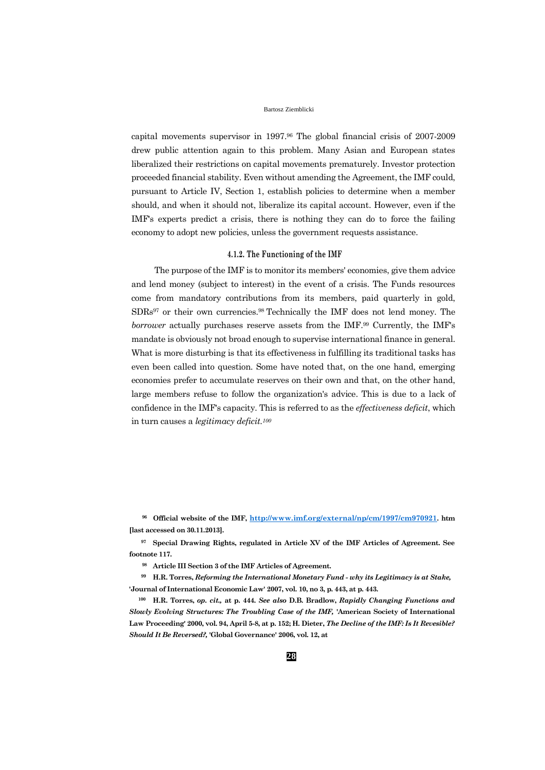capital movements supervisor in 1997.[96] The global financial crisis of 2007-2009 drew public attention again to this problem. Many Asian and European states liberalized their restrictions on capital movements prematurely. Investor protection proceeded financial stability. Even without amending the Agreement, the IMF could, pursuant to Article IV, Section 1, establish policies to determine when a member should, and when it should not, liberalize its capital account. However, even if the IMF's experts predict a crisis, there is nothing they can do to force the failing economy to adopt new policies, unless the government requests assistance.

#### 4.1.2. The Functioning of the IMF

The purpose of the IMF is to monitor its members' economies, give them advice and lend money (subject to interest) in the event of a crisis. The Funds resources come from mandatory contributions from its members, paid quarterly in gold, SDRs[97] or their own currencies.[98] Technically the IMF does not lend money. The *borrower* actually purchases reserve assets from the IMF.[99] Currently, the IMF's mandate is obviously not broad enough to supervise international finance in general. What is more disturbing is that its effectiveness in fulfilling its traditional tasks has even been called into question. Some have noted that, on the one hand, emerging economies prefer to accumulate reserves on their own and that, on the other hand, large members refuse to follow the organization's advice. This is due to a lack of confidence in the IMF's capacity. This is referred to as the *effectiveness deficit*, which in turn causes a *legitimacy deficit.*[100]

---

[96] **Official website of the IMF, [http://www.imf.org/external/np/cm/1997/cm970921](http://www.imf.org/external/np/cm/1997/cm970921). htm [last accessed on 30.11.2013].**

[97] **Special Drawing Rights, regulated in Article XV of the IMF Articles of Agreement. See footnote 117.**

[98] **Article III Section 3 of the IMF Articles of Agreement.**

[99] **H.R. Torres, *Reforming the International Monetary Fund - why its Legitimacy is at Stake,* 'Journal of International Economic Law' 2007, vol. 10, no 3, p. 443, at p. 443.**

[100] **H.R. Torres, *op. cit.,* at p. 444. *See also* D.B. Bradlow, *Rapidly Changing Functions and Slowly Evolving Structures: The Troubling Case of the IMF,* 'American Society of International Law Proceeding' 2000, vol. 94, April 5-8, at p. 152; H. Dieter, *The Decline of the IMF: Is It Revesible? Should It Be Reversed?,* 'Global Governance' 2006, vol. 12, at**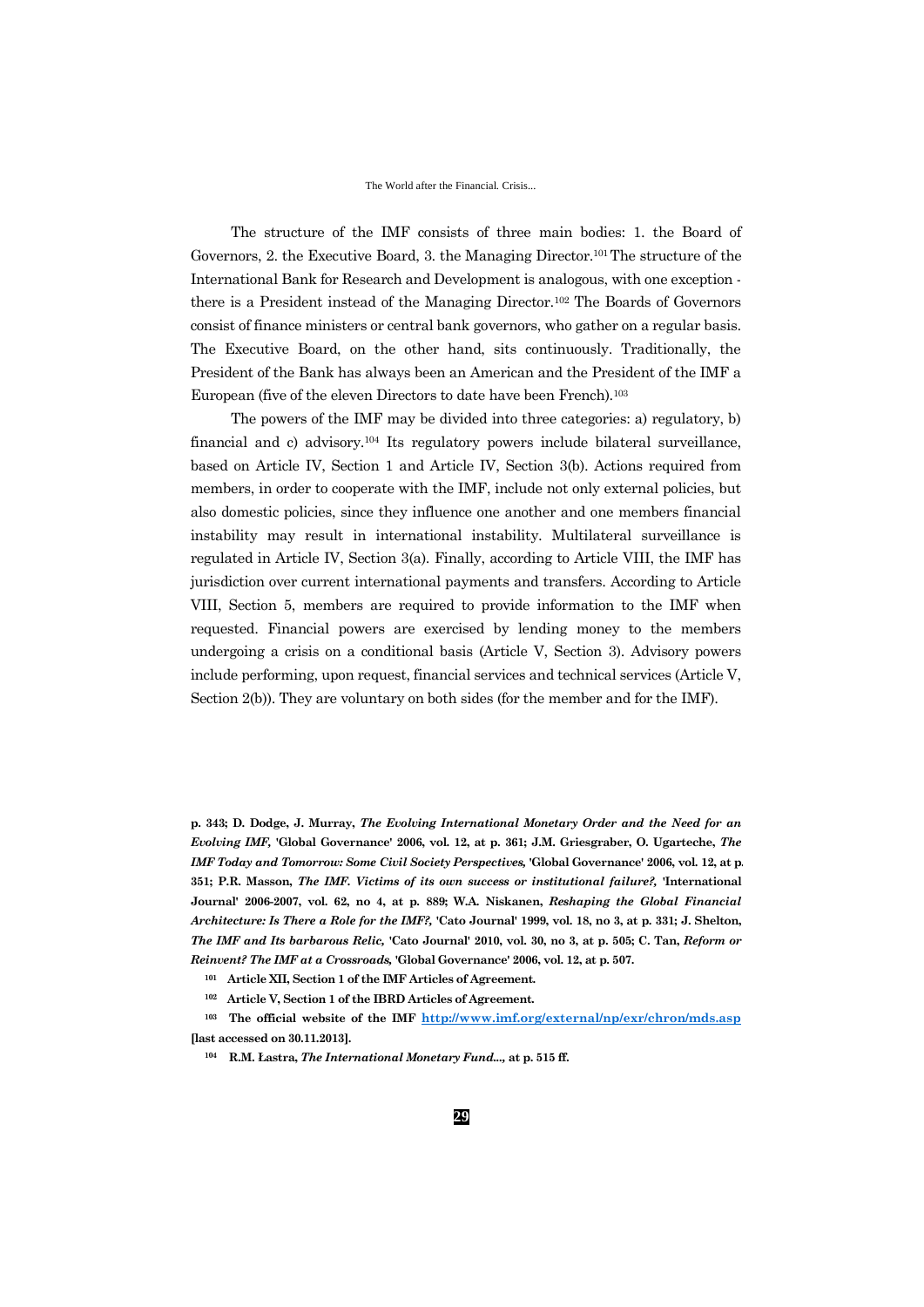The structure of the IMF consists of three main bodies: 1. the Board of Governors, 2. the Executive Board, 3. the Managing Director.[101] The structure of the International Bank for Research and Development is analogous, with one exception - there is a President instead of the Managing Director.[102] The Boards of Governors consist of finance ministers or central bank governors, who gather on a regular basis. The Executive Board, on the other hand, sits continuously. Traditionally, the President of the Bank has always been an American and the President of the IMF a European (five of the eleven Directors to date have been French).[103]

The powers of the IMF may be divided into three categories: a) regulatory, b) financial and c) advisory.[104] Its regulatory powers include bilateral surveillance, based on Article IV, Section 1 and Article IV, Section 3(b). Actions required from members, in order to cooperate with the IMF, include not only external policies, but also domestic policies, since they influence one another and one members financial instability may result in international instability. Multilateral surveillance is regulated in Article IV, Section 3(a). Finally, according to Article VIII, the IMF has jurisdiction over current international payments and transfers. According to Article VIII, Section 5, members are required to provide information to the IMF when requested. Financial powers are exercised by lending money to the members undergoing a crisis on a conditional basis (Article V, Section 3). Advisory powers include performing, upon request, financial services and technical services (Article V, Section 2(b)). They are voluntary on both sides (for the member and for the IMF).

---

**p. 343; D. Dodge, J. Murray, *The Evolving International Monetary Order and the Need for an Evolving IMF,* 'Global Governance' 2006, vol. 12, at p. 361; J.M. Griesgraber, O. Ugarteche, *The IMF Today and Tomorrow: Some Civil Society Perspectives,* 'Global Governance' 2006, vol. 12, at p. 351; P.R. Masson, *The IMF. Victims of its own success or institutional failure?,* 'International Journal' 2006-2007, vol. 62, no 4, at p. 889; W.A. Niskanen, *Reshaping the Global Financial Architecture: Is There a Role for the IMF?,* 'Cato Journal' 1999, vol. 18, no 3, at p. 331; J. Shelton, *The IMF and Its barbarous Relic,* 'Cato Journal' 2010, vol. 30, no 3, at p. 505; C. Tan, *Reform or Reinvent? The IMF at a Crossroads,* 'Global Governance' 2006, vol. 12, at p. 507.**

**[101] Article XII, Section 1 of the IMF Articles of Agreement.**

**[102] Article V, Section 1 of the IBRD Articles of Agreement.**

**[103] The official website of the IMF http://www.imf.org/external/np/exr/chron/mds.asp [last accessed on 30.11.2013].**

**[104] R.M. Łastra, *The International Monetary Fund...,* at p. 515 ff.**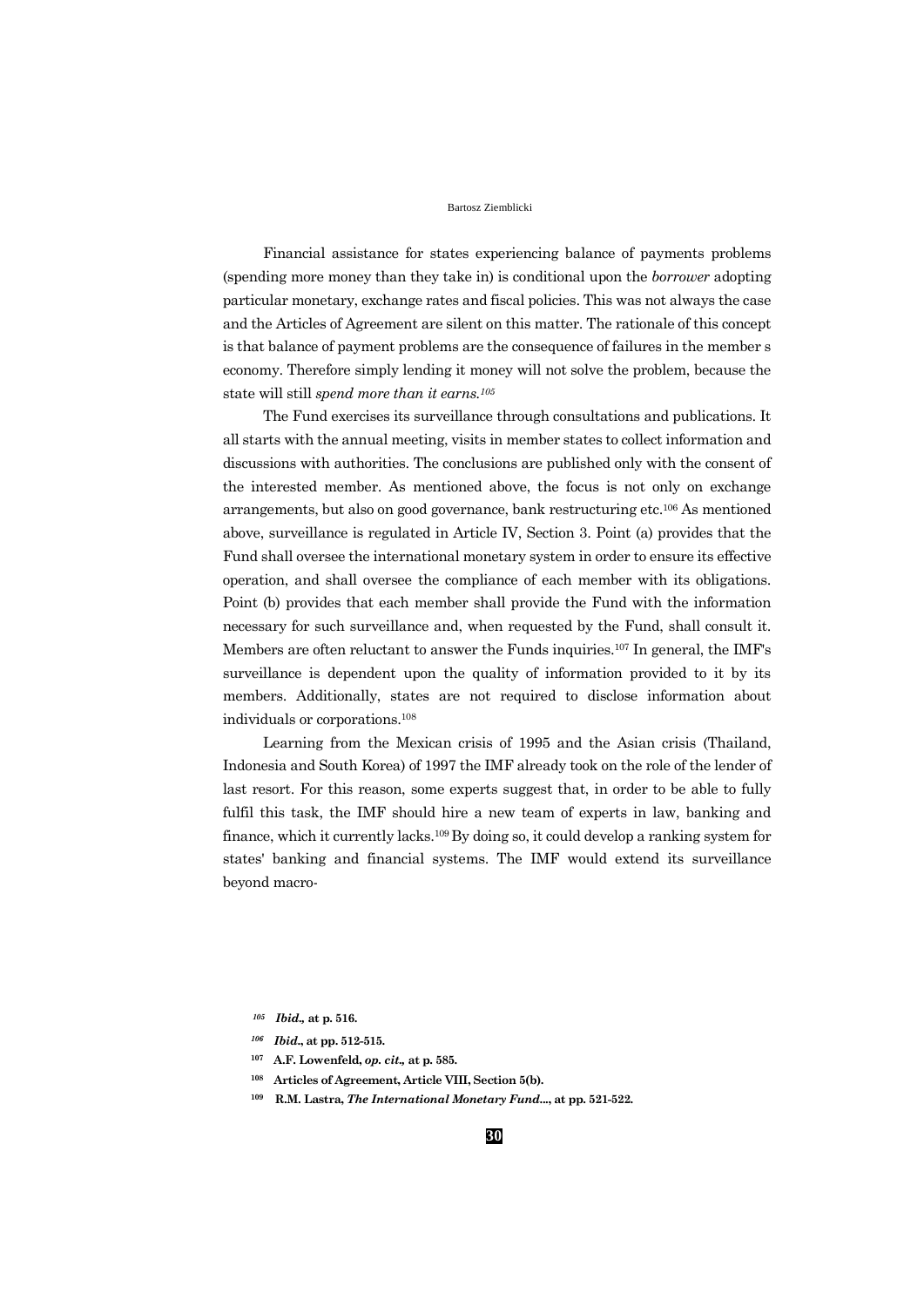Financial assistance for states experiencing balance of payments problems (spending more money than they take in) is conditional upon the *borrower* adopting particular monetary, exchange rates and fiscal policies. This was not always the case and the Articles of Agreement are silent on this matter. The rationale of this concept is that balance of payment problems are the consequence of failures in the member s economy. Therefore simply lending it money will not solve the problem, because the state will still *spend more than it earns.*[105]

The Fund exercises its surveillance through consultations and publications. It all starts with the annual meeting, visits in member states to collect information and discussions with authorities. The conclusions are published only with the consent of the interested member. As mentioned above, the focus is not only on exchange arrangements, but also on good governance, bank restructuring etc.[106] As mentioned above, surveillance is regulated in Article IV, Section 3. Point (a) provides that the Fund shall oversee the international monetary system in order to ensure its effective operation, and shall oversee the compliance of each member with its obligations. Point (b) provides that each member shall provide the Fund with the information necessary for such surveillance and, when requested by the Fund, shall consult it. Members are often reluctant to answer the Funds inquiries.[107] In general, the IMF's surveillance is dependent upon the quality of information provided to it by its members. Additionally, states are not required to disclose information about individuals or corporations.[108]

Learning from the Mexican crisis of 1995 and the Asian crisis (Thailand, Indonesia and South Korea) of 1997 the IMF already took on the role of the lender of last resort. For this reason, some experts suggest that, in order to be able to fully fulfil this task, the IMF should hire a new team of experts in law, banking and finance, which it currently lacks.[109] By doing so, it could develop a ranking system for states' banking and financial systems. The IMF would extend its surveillance beyond macro-

---

[105] ***Ibid.*, at p. 516.**

[106] ***Ibid.*, at pp. 512-515.**

[107] **A.F. Lowenfeld, *op. cit.*, at p. 585.**

[108] **Articles of Agreement, Article VIII, Section 5(b).**

[109] **R.M. Lastra, *The International Monetary Fund...*, at pp. 521-522.**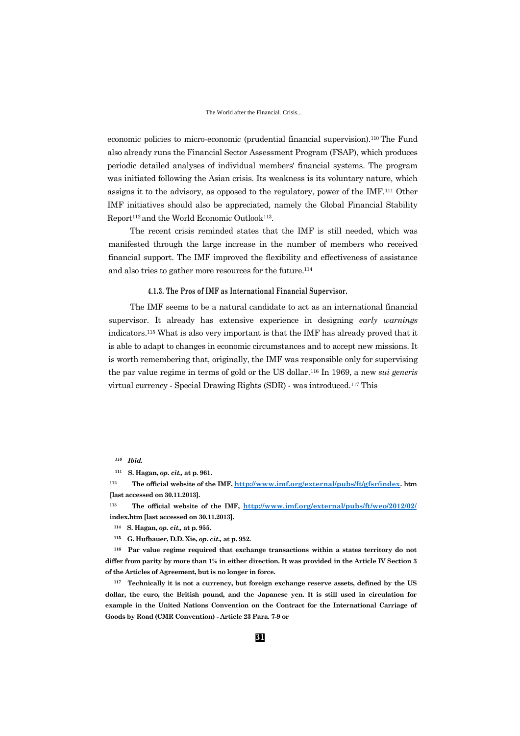economic policies to micro-economic (prudential financial supervision).[110] The Fund also already runs the Financial Sector Assessment Program (FSAP), which produces periodic detailed analyses of individual members' financial systems. The program was initiated following the Asian crisis. Its weakness is its voluntary nature, which assigns it to the advisory, as opposed to the regulatory, power of the IMF.[111] Other IMF initiatives should also be appreciated, namely the Global Financial Stability Report[112] and the World Economic Outlook[113].

The recent crisis reminded states that the IMF is still needed, which was manifested through the large increase in the number of members who received financial support. The IMF improved the flexibility and effectiveness of assistance and also tries to gather more resources for the future.[114]

#### 4.1.3. The Pros of IMF as International Financial Supervisor.

The IMF seems to be a natural candidate to act as an international financial supervisor. It already has extensive experience in designing *early warnings* indicators.[115] What is also very important is that the IMF has already proved that it is able to adapt to changes in economic circumstances and to accept new missions. It is worth remembering that, originally, the IMF was responsible only for supervising the par value regime in terms of gold or the US dollar.[116] In 1969, a new *sui generis* virtual currency - Special Drawing Rights (SDR) - was introduced.[117] This

---

[110] ***Ibid.***

[111] **S. Hagan, *op. cit.,* at p. 961.**

[112] **The official website of the IMF, http://www.imf.org/external/pubs/ft/gfsr/index. htm [last accessed on 30.11.2013].**

[113] **The official website of the IMF, http://www.imf.org/external/pubs/ft/weo/2012/02/ index.htm [last accessed on 30.11.2013].**

[114] **S. Hagan, *op. cit.,* at p. 955.**

[115] **G. Hufbauer, D.D. Xie, *op. cit.,* at p. 952.**

[116] **Par value regime required that exchange transactions within a states territory do not differ from parity by more than 1% in either direction. It was provided in the Article IV Section 3 of the Articles of Agreement, but is no longer in force.**

[117] **Technically it is not a currency, but foreign exchange reserve assets, defined by the US dollar, the euro, the British pound, and the Japanese yen. It is still used in circulation for example in the United Nations Convention on the Contract for the International Carriage of Goods by Road (CMR Convention) - Article 23 Para. 7-9 or**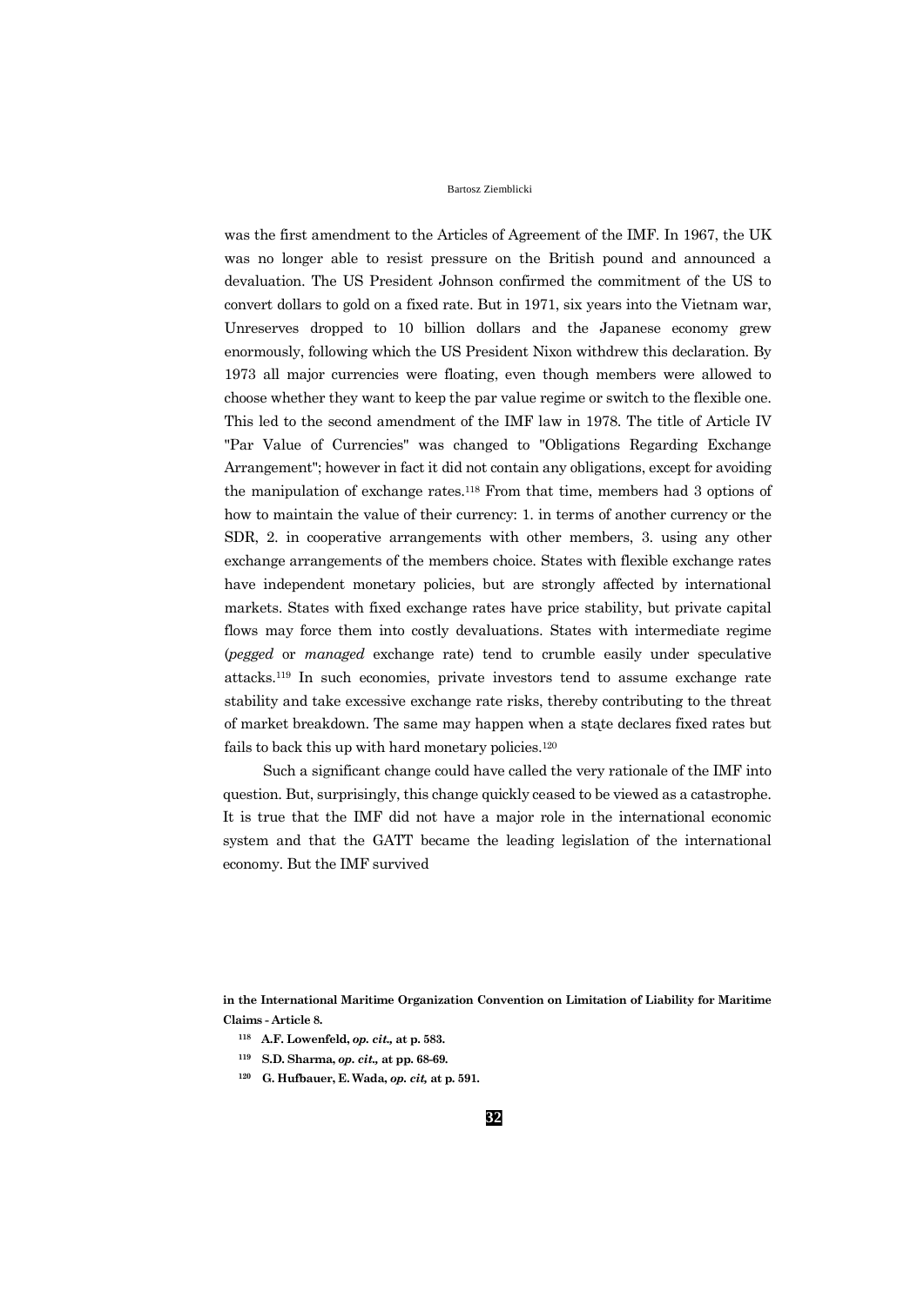was the first amendment to the Articles of Agreement of the IMF. In 1967, the UK was no longer able to resist pressure on the British pound and announced a devaluation. The US President Johnson confirmed the commitment of the US to convert dollars to gold on a fixed rate. But in 1971, six years into the Vietnam war, Unreserves dropped to 10 billion dollars and the Japanese economy grew enormously, following which the US President Nixon withdrew this declaration. By 1973 all major currencies were floating, even though members were allowed to choose whether they want to keep the par value regime or switch to the flexible one. This led to the second amendment of the IMF law in 1978. The title of Article IV "Par Value of Currencies" was changed to "Obligations Regarding Exchange Arrangement"; however in fact it did not contain any obligations, except for avoiding the manipulation of exchange rates.[118] From that time, members had 3 options of how to maintain the value of their currency: 1. in terms of another currency or the SDR, 2. in cooperative arrangements with other members, 3. using any other exchange arrangements of the members choice. States with flexible exchange rates have independent monetary policies, but are strongly affected by international markets. States with fixed exchange rates have price stability, but private capital flows may force them into costly devaluations. States with intermediate regime (*pegged* or *managed* exchange rate) tend to crumble easily under speculative attacks.[119] In such economies, private investors tend to assume exchange rate stability and take excessive exchange rate risks, thereby contributing to the threat of market breakdown. The same may happen when a stąte declares fixed rates but fails to back this up with hard monetary policies.[120]

Such a significant change could have called the very rationale of the IMF into question. But, surprisingly, this change quickly ceased to be viewed as a catastrophe. It is true that the IMF did not have a major role in the international economic system and that the GATT became the leading legislation of the international economy. But the IMF survived

**in the International Maritime Organization Convention on Limitation of Liability for Maritime Claims - Article 8.**

[118] **A.F. Lowenfeld, *op. cit.,* at p. 583.**

[119] **S.D. Sharma, *op. cit.,* at pp. 68-69.**

[120] **G. Hufbauer, E. Wada, *op. cit,* at p. 591.**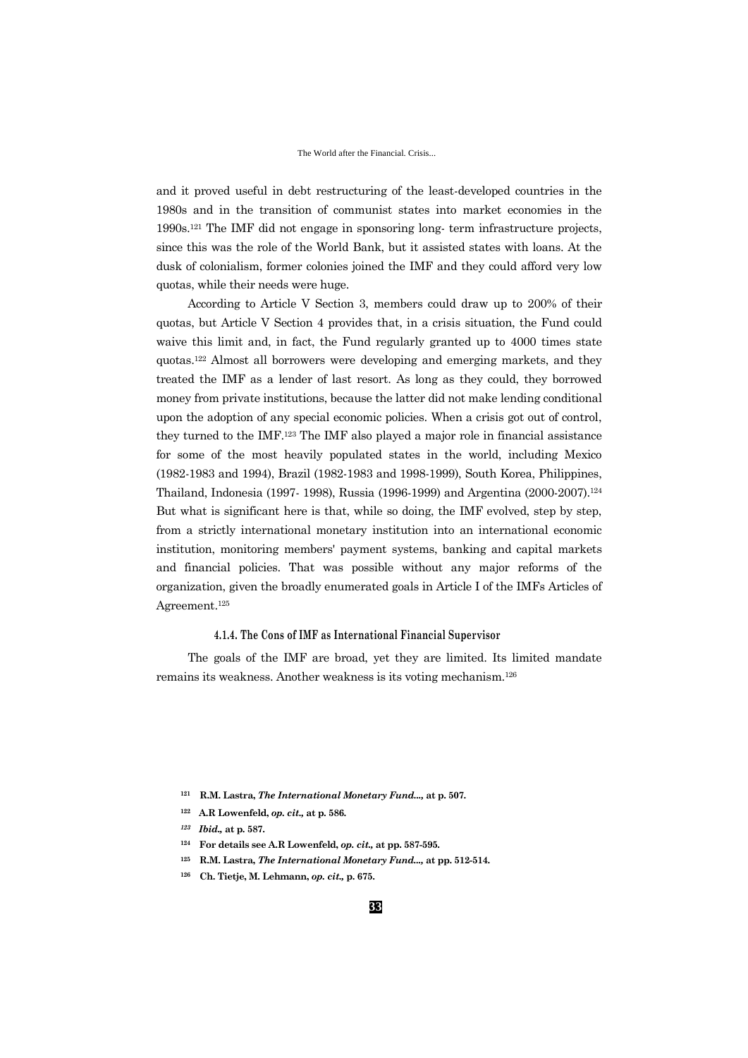and it proved useful in debt restructuring of the least-developed countries in the 1980s and in the transition of communist states into market economies in the 1990s.[121] The IMF did not engage in sponsoring long- term infrastructure projects, since this was the role of the World Bank, but it assisted states with loans. At the dusk of colonialism, former colonies joined the IMF and they could afford very low quotas, while their needs were huge.

According to Article V Section 3, members could draw up to 200% of their quotas, but Article V Section 4 provides that, in a crisis situation, the Fund could waive this limit and, in fact, the Fund regularly granted up to 4000 times state quotas.[122] Almost all borrowers were developing and emerging markets, and they treated the IMF as a lender of last resort. As long as they could, they borrowed money from private institutions, because the latter did not make lending conditional upon the adoption of any special economic policies. When a crisis got out of control, they turned to the IMF.[123] The IMF also played a major role in financial assistance for some of the most heavily populated states in the world, including Mexico (1982-1983 and 1994), Brazil (1982-1983 and 1998-1999), South Korea, Philippines, Thailand, Indonesia (1997- 1998), Russia (1996-1999) and Argentina (2000-2007).[124] But what is significant here is that, while so doing, the IMF evolved, step by step, from a strictly international monetary institution into an international economic institution, monitoring members' payment systems, banking and capital markets and financial policies. That was possible without any major reforms of the organization, given the broadly enumerated goals in Article I of the IMFs Articles of Agreement.[125]

#### 4.1.4. The Cons of IMF as International Financial Supervisor

The goals of the IMF are broad, yet they are limited. Its limited mandate remains its weakness. Another weakness is its voting mechanism.[126]

---

[121] **R.M. Lastra, *The International Monetary Fund...,* at p. 507.**

[122] **A.R Lowenfeld, *op. cit.,* at p. 586.**

[123] ***Ibid.,* at p. 587.**

[124] **For details see A.R Lowenfeld, *op. cit.,* at pp. 587-595.**

[125] **R.M. Lastra, *The International Monetary Fund...,* at pp. 512-514.**

[126] **Ch. Tietje, M. Lehmann, *op. cit.,* p. 675.**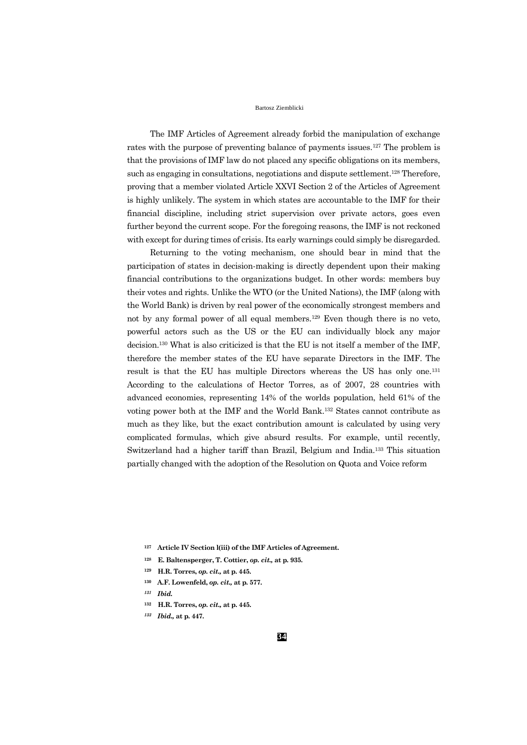The IMF Articles of Agreement already forbid the manipulation of exchange rates with the purpose of preventing balance of payments issues.[127] The problem is that the provisions of IMF law do not placed any specific obligations on its members, such as engaging in consultations, negotiations and dispute settlement.[128] Therefore, proving that a member violated Article XXVI Section 2 of the Articles of Agreement is highly unlikely. The system in which states are accountable to the IMF for their financial discipline, including strict supervision over private actors, goes even further beyond the current scope. For the foregoing reasons, the IMF is not reckoned with except for during times of crisis. Its early warnings could simply be disregarded.

Returning to the voting mechanism, one should bear in mind that the participation of states in decision-making is directly dependent upon their making financial contributions to the organizations budget. In other words: members buy their votes and rights. Unlike the WTO (or the United Nations), the IMF (along with the World Bank) is driven by real power of the economically strongest members and not by any formal power of all equal members.[129] Even though there is no veto, powerful actors such as the US or the EU can individually block any major decision.[130] What is also criticized is that the EU is not itself a member of the IMF, therefore the member states of the EU have separate Directors in the IMF. The result is that the EU has multiple Directors whereas the US has only one.[131] According to the calculations of Hector Torres, as of 2007, 28 countries with advanced economies, representing 14% of the worlds population, held 61% of the voting power both at the IMF and the World Bank.[132] States cannot contribute as much as they like, but the exact contribution amount is calculated by using very complicated formulas, which give absurd results. For example, until recently, Switzerland had a higher tariff than Brazil, Belgium and India.[133] This situation partially changed with the adoption of the Resolution on Quota and Voice reform

[127] **Article IV Section l(iii) of the IMF Articles of Agreement.**

[128] **E. Baltensperger, T. Cottier,** ***op. cit.,*** **at p. 935.**

[129] **H.R. Torres,** ***op. cit.,*** **at p. 445.**

[130] **A.F. Lowenfeld,** ***op. cit.,*** **at p. 577.**

[131] ***Ibid.***

[132] **H.R. Torres,** ***op. cit.,*** **at p. 445.**

[133] ***Ibid.,*** **at p. 447.**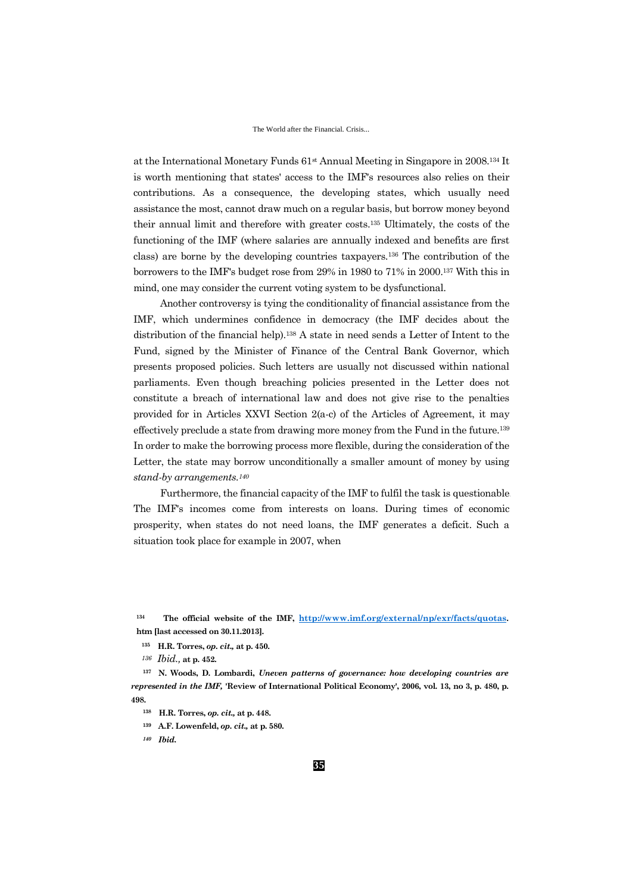at the International Monetary Funds 61st Annual Meeting in Singapore in 2008.[134] It is worth mentioning that states' access to the IMF's resources also relies on their contributions. As a consequence, the developing states, which usually need assistance the most, cannot draw much on a regular basis, but borrow money beyond their annual limit and therefore with greater costs.[135] Ultimately, the costs of the functioning of the IMF (where salaries are annually indexed and benefits are first class) are borne by the developing countries taxpayers.[136] The contribution of the borrowers to the IMF's budget rose from 29% in 1980 to 71% in 2000.[137] With this in mind, one may consider the current voting system to be dysfunctional.

Another controversy is tying the conditionality of financial assistance from the IMF, which undermines confidence in democracy (the IMF decides about the distribution of the financial help).[138] A state in need sends a Letter of Intent to the Fund, signed by the Minister of Finance of the Central Bank Governor, which presents proposed policies. Such letters are usually not discussed within national parliaments. Even though breaching policies presented in the Letter does not constitute a breach of international law and does not give rise to the penalties provided for in Articles XXVI Section 2(a-c) of the Articles of Agreement, it may effectively preclude a state from drawing more money from the Fund in the future.[139] In order to make the borrowing process more flexible, during the consideration of the Letter, the state may borrow unconditionally a smaller amount of money by using *stand-by arrangements.*[140]

Furthermore, the financial capacity of the IMF to fulfil the task is questionable. The IMF's incomes come from interests on loans. During times of economic prosperity, when states do not need loans, the IMF generates a deficit. Such a situation took place for example in 2007, when

---

[134] **The official website of the IMF, http://www.imf.org/external/np/exr/facts/quotas.htm [last accessed on 30.11.2013].**

[135] **H.R. Torres, *op. cit.,* at p. 450.**

[136] *Ibid.,* **at p. 452.**

[137] **N. Woods, D. Lombardi, *Uneven patterns of governance: how developing countries are represented in the IMF,* 'Review of International Political Economy', 2006, vol. 13, no 3, p. 480, p. 498.**

[138] **H.R. Torres, *op. cit.,* at p. 448.**

[139] **A.F. Lowenfeld, *op. cit.,* at p. 580.**

[140] ***Ibid.***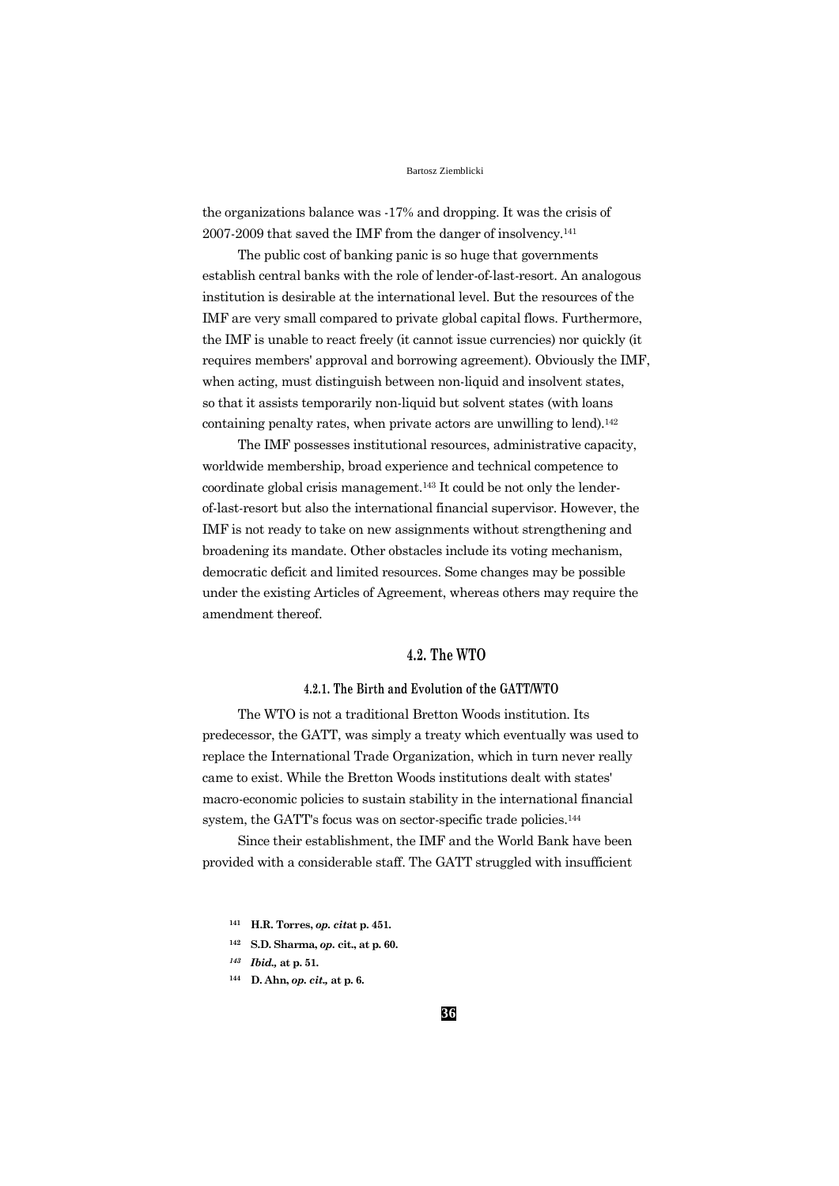the organizations balance was -17% and dropping. It was the crisis of 2007-2009 that saved the IMF from the danger of insolvency.[141]

The public cost of banking panic is so huge that governments establish central banks with the role of lender-of-last-resort. An analogous institution is desirable at the international level. But the resources of the IMF are very small compared to private global capital flows. Furthermore, the IMF is unable to react freely (it cannot issue currencies) nor quickly (it requires members' approval and borrowing agreement). Obviously the IMF, when acting, must distinguish between non-liquid and insolvent states, so that it assists temporarily non-liquid but solvent states (with loans containing penalty rates, when private actors are unwilling to lend).[142]

The IMF possesses institutional resources, administrative capacity, worldwide membership, broad experience and technical competence to coordinate global crisis management.[143] It could be not only the lender-of-last-resort but also the international financial supervisor. However, the IMF is not ready to take on new assignments without strengthening and broadening its mandate. Other obstacles include its voting mechanism, democratic deficit and limited resources. Some changes may be possible under the existing Articles of Agreement, whereas others may require the amendment thereof.

## 4.2. The WTO

### 4.2.1. The Birth and Evolution of the GATT/WTO

The WTO is not a traditional Bretton Woods institution. Its predecessor, the GATT, was simply a treaty which eventually was used to replace the International Trade Organization, which in turn never really came to exist. While the Bretton Woods institutions dealt with states' macro-economic policies to sustain stability in the international financial system, the GATT's focus was on sector-specific trade policies.[144]

Since their establishment, the IMF and the World Bank have been provided with a considerable staff. The GATT struggled with insufficient

[141] **H.R. Torres, *op. cit*at p. 451.**

[142] **S.D. Sharma, *op.* cit., at p. 60.**

[143] ***Ibid.,* at p. 51.**

[144] **D. Ahn, *op. cit.,* at p. 6.**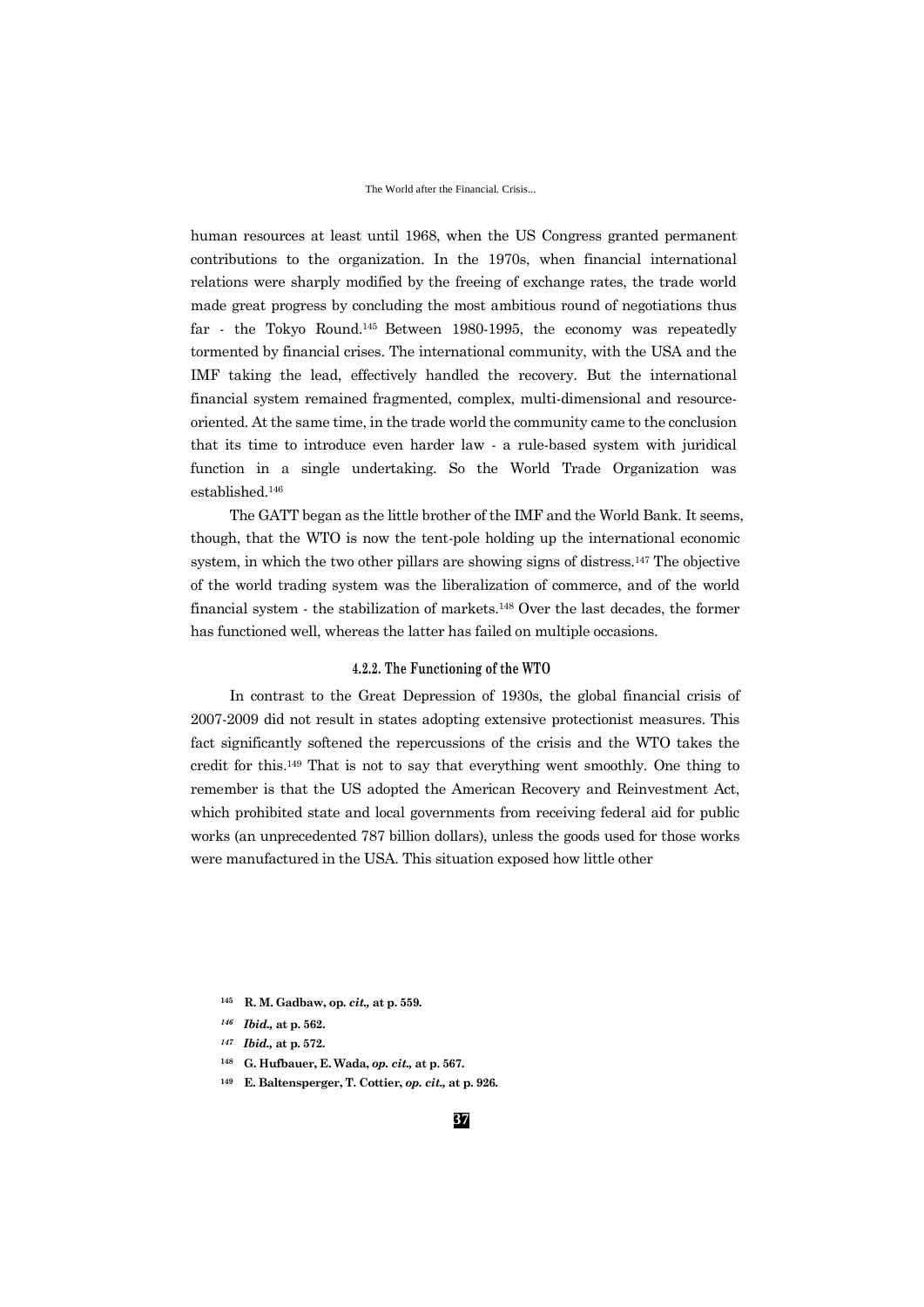human resources at least until 1968, when the US Congress granted permanent contributions to the organization. In the 1970s, when financial international relations were sharply modified by the freeing of exchange rates, the trade world made great progress by concluding the most ambitious round of negotiations thus far - the Tokyo Round.[145] Between 1980-1995, the economy was repeatedly tormented by financial crises. The international community, with the USA and the IMF taking the lead, effectively handled the recovery. But the international financial system remained fragmented, complex, multi-dimensional and resource-oriented. At the same time, in the trade world the community came to the conclusion that its time to introduce even harder law - a rule-based system with juridical function in a single undertaking. So the World Trade Organization was established.[146]

The GATT began as the little brother of the IMF and the World Bank. It seems, though, that the WTO is now the tent-pole holding up the international economic system, in which the two other pillars are showing signs of distress.[147] The objective of the world trading system was the liberalization of commerce, and of the world financial system - the stabilization of markets.[148] Over the last decades, the former has functioned well, whereas the latter has failed on multiple occasions.

#### 4.2.2. The Functioning of the WTO

In contrast to the Great Depression of 1930s, the global financial crisis of 2007-2009 did not result in states adopting extensive protectionist measures. This fact significantly softened the repercussions of the crisis and the WTO takes the credit for this.[149] That is not to say that everything went smoothly. One thing to remember is that the US adopted the American Recovery and Reinvestment Act, which prohibited state and local governments from receiving federal aid for public works (an unprecedented 787 billion dollars), unless the goods used for those works were manufactured in the USA. This situation exposed how little other

---

[145] **R. M. Gadbaw, op. *cit.,* at p. 559.**

[146] ***Ibid.,* at p. 562.**

[147] ***Ibid.,* at p. 572.**

[148] **G. Hufbauer, E. Wada, *op. cit.,* at p. 567.**

[149] **E. Baltensperger, T. Cottier, *op. cit.,* at p. 926.**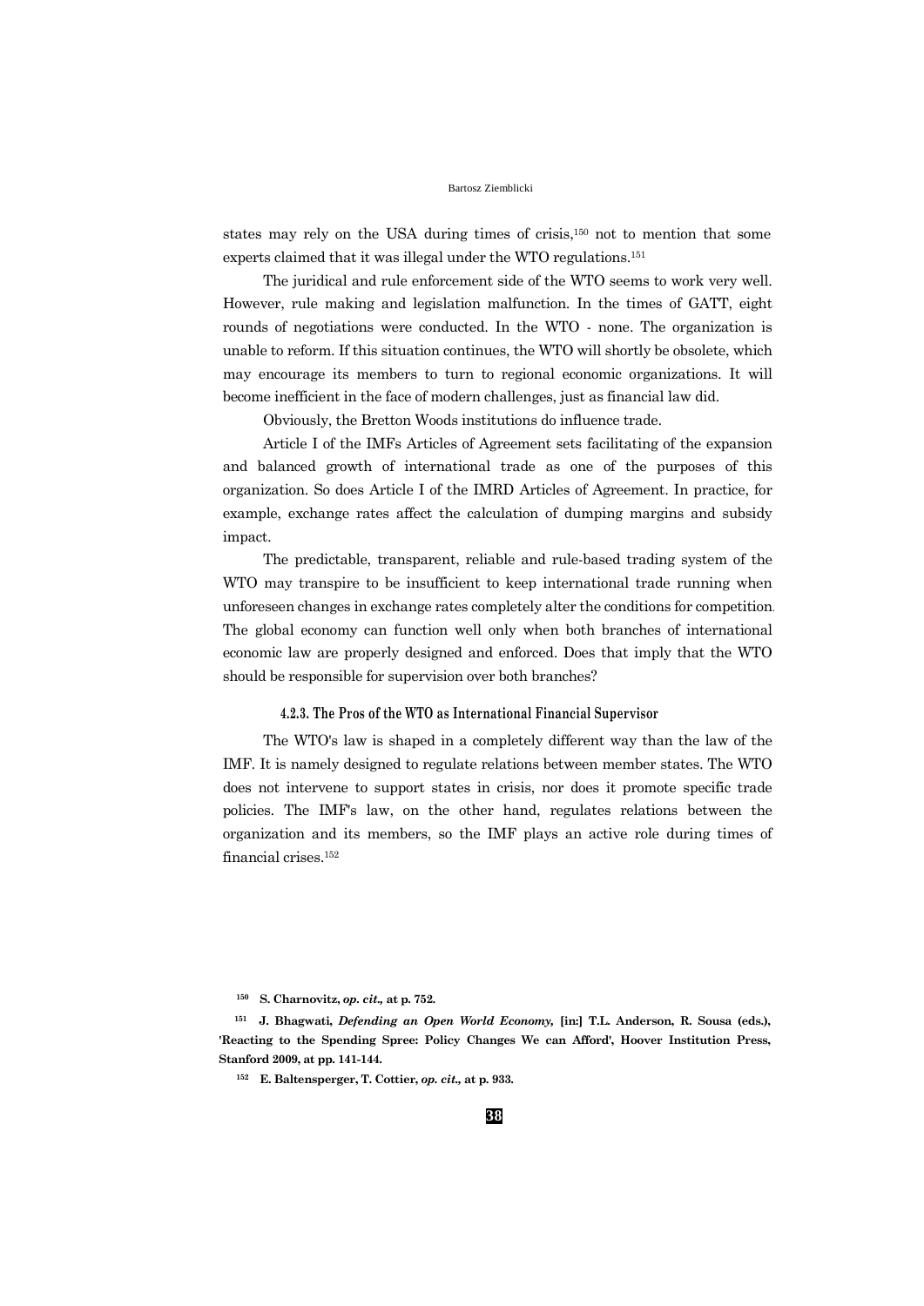states may rely on the USA during times of crisis,[150] not to mention that some experts claimed that it was illegal under the WTO regulations.[151]

The juridical and rule enforcement side of the WTO seems to work very well. However, rule making and legislation malfunction. In the times of GATT, eight rounds of negotiations were conducted. In the WTO - none. The organization is unable to reform. If this situation continues, the WTO will shortly be obsolete, which may encourage its members to turn to regional economic organizations. It will become inefficient in the face of modern challenges, just as financial law did.

Obviously, the Bretton Woods institutions do influence trade.

Article I of the IMFs Articles of Agreement sets facilitating of the expansion and balanced growth of international trade as one of the purposes of this organization. So does Article I of the IMRD Articles of Agreement. In practice, for example, exchange rates affect the calculation of dumping margins and subsidy impact.

The predictable, transparent, reliable and rule-based trading system of the WTO may transpire to be insufficient to keep international trade running when unforeseen changes in exchange rates completely alter the conditions for competition. The global economy can function well only when both branches of international economic law are properly designed and enforced. Does that imply that the WTO should be responsible for supervision over both branches?

#### 4.2.3. The Pros of the WTO as International Financial Supervisor

The WTO's law is shaped in a completely different way than the law of the IMF. It is namely designed to regulate relations between member states. The WTO does not intervene to support states in crisis, nor does it promote specific trade policies. The IMF's law, on the other hand, regulates relations between the organization and its members, so the IMF plays an active role during times of financial crises.[152]

---

[150] **S. Charnovitz, *op. cit.,* at p. 752.**

[151] **J. Bhagwati, *Defending an Open World Economy,* [in:] T.L. Anderson, R. Sousa (eds.), 'Reacting to the Spending Spree: Policy Changes We can Afford', Hoover Institution Press, Stanford 2009, at pp. 141-144.**

[152] **E. Baltensperger, T. Cottier, *op. cit.,* at p. 933.**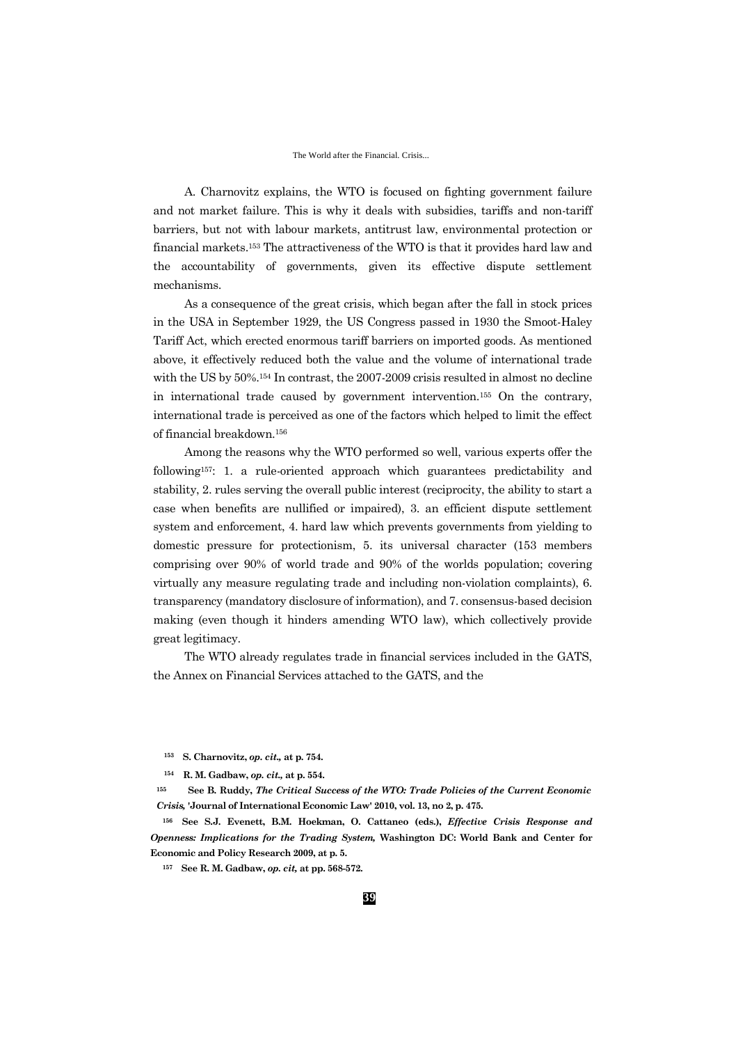A. Charnovitz explains, the WTO is focused on fighting government failure and not market failure. This is why it deals with subsidies, tariffs and non-tariff barriers, but not with labour markets, antitrust law, environmental protection or financial markets.[153] The attractiveness of the WTO is that it provides hard law and the accountability of governments, given its effective dispute settlement mechanisms.

As a consequence of the great crisis, which began after the fall in stock prices in the USA in September 1929, the US Congress passed in 1930 the Smoot-Haley Tariff Act, which erected enormous tariff barriers on imported goods. As mentioned above, it effectively reduced both the value and the volume of international trade with the US by 50%.[154] In contrast, the 2007-2009 crisis resulted in almost no decline in international trade caused by government intervention.[155] On the contrary, international trade is perceived as one of the factors which helped to limit the effect of financial breakdown.[156]

Among the reasons why the WTO performed so well, various experts offer the following[157]: 1. a rule-oriented approach which guarantees predictability and stability, 2. rules serving the overall public interest (reciprocity, the ability to start a case when benefits are nullified or impaired), 3. an efficient dispute settlement system and enforcement, 4. hard law which prevents governments from yielding to domestic pressure for protectionism, 5. its universal character (153 members comprising over 90% of world trade and 90% of the worlds population; covering virtually any measure regulating trade and including non-violation complaints), 6. transparency (mandatory disclosure of information), and 7. consensus-based decision making (even though it hinders amending WTO law), which collectively provide great legitimacy.

The WTO already regulates trade in financial services included in the GATS, the Annex on Financial Services attached to the GATS, and the

---

[153] **S. Charnovitz, *op. cit.*, at p. 754.**

[154] **R. M. Gadbaw, *op. cit.*, at p. 554.**

[155] **See B. Ruddy, *The Critical Success of the WTO: Trade Policies of the Current Economic Crisis*, 'Journal of International Economic Law' 2010, vol. 13, no 2, p. 475.**

[156] **See S.J. Evenett, B.M. Hoekman, O. Cattaneo (eds.), *Effective Crisis Response and Openness: Implications for the Trading System*, Washington DC: World Bank and Center for Economic and Policy Research 2009, at p. 5.**

[157] **See R. M. Gadbaw, *op. cit*, at pp. 568-572.**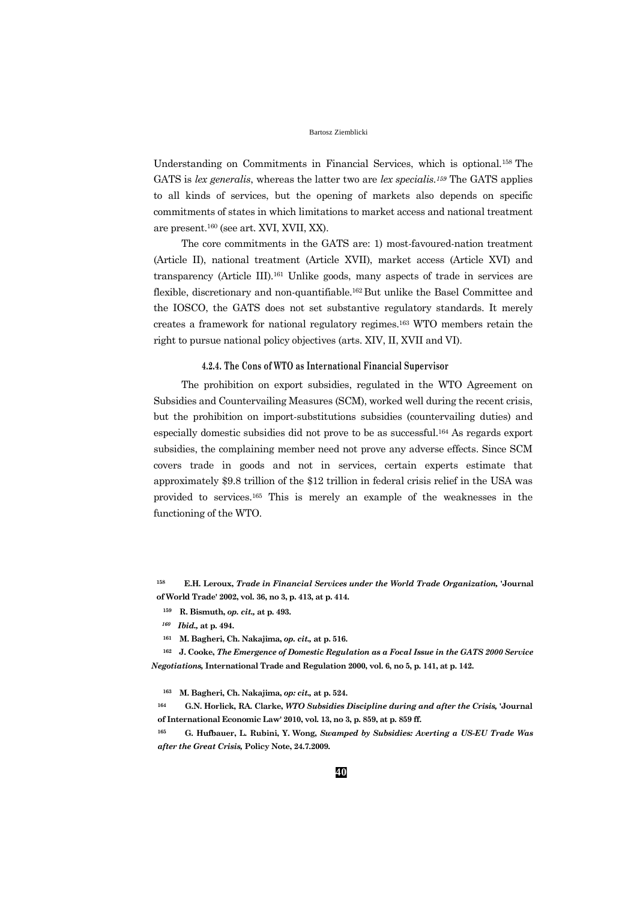Understanding on Commitments in Financial Services, which is optional.[158] The GATS is *lex generalis*, whereas the latter two are *lex specialis.[159]* The GATS applies to all kinds of services, but the opening of markets also depends on specific commitments of states in which limitations to market access and national treatment are present.[160] (see art. XVI, XVII, XX).

The core commitments in the GATS are: 1) most-favoured-nation treatment (Article II), national treatment (Article XVII), market access (Article XVI) and transparency (Article III).[161] Unlike goods, many aspects of trade in services are flexible, discretionary and non-quantifiable.[162] But unlike the Basel Committee and the IOSCO, the GATS does not set substantive regulatory standards. It merely creates a framework for national regulatory regimes.[163] WTO members retain the right to pursue national policy objectives (arts. XIV, II, XVII and VI).

#### 4.2.4. The Cons of WTO as International Financial Supervisor

The prohibition on export subsidies, regulated in the WTO Agreement on Subsidies and Countervailing Measures (SCM), worked well during the recent crisis, but the prohibition on import-substitutions subsidies (countervailing duties) and especially domestic subsidies did not prove to be as successful.[164] As regards export subsidies, the complaining member need not prove any adverse effects. Since SCM covers trade in goods and not in services, certain experts estimate that approximately $9.8 trillion of the $12 trillion in federal crisis relief in the USA was provided to services.[165] This is merely an example of the weaknesses in the functioning of the WTO.

---

[158] **E.H. Leroux, *Trade in Financial Services under the World Trade Organization,* 'Journal of World Trade' 2002, vol. 36, no 3, p. 413, at p. 414.**

[159] **R. Bismuth, *op. cit.,* at p. 493.**

[160] ***Ibid.,* at p. 494.**

[161] **M. Bagheri, Ch. Nakajima, *op. cit.,* at p. 516.**

[162] **J. Cooke, *The Emergence of Domestic Regulation as a Focal Issue in the GATS 2000 Service Negotiations,* International Trade and Regulation 2000, vol. 6, no 5, p. 141, at p. 142.**

[163] **M. Bagheri, Ch. Nakajima, *op: cit.,* at p. 524.**

[164] **G.N. Horlick, RA. Clarke, *WTO Subsidies Discipline during and after the Crisis,* 'Journal of International Economic Law' 2010, vol. 13, no 3, p. 859, at p. 859 ff.**

[165] **G. Hufbauer, L. Rubini, Y. Wong, *Swamped by Subsidies: Averting a US-EU Trade Was after the Great Crisis,* Policy Note, 24.7.2009.**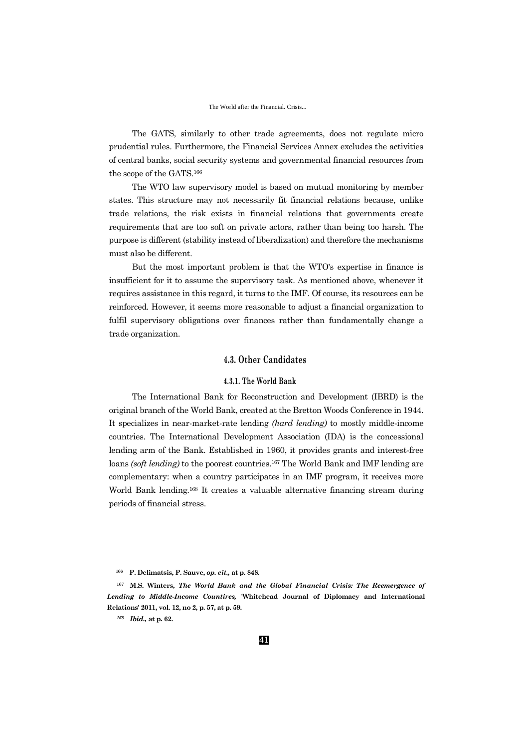The GATS, similarly to other trade agreements, does not regulate micro prudential rules. Furthermore, the Financial Services Annex excludes the activities of central banks, social security systems and governmental financial resources from the scope of the GATS.[166]

The WTO law supervisory model is based on mutual monitoring by member states. This structure may not necessarily fit financial relations because, unlike trade relations, the risk exists in financial relations that governments create requirements that are too soft on private actors, rather than being too harsh. The purpose is different (stability instead of liberalization) and therefore the mechanisms must also be different.

But the most important problem is that the WTO's expertise in finance is insufficient for it to assume the supervisory task. As mentioned above, whenever it requires assistance in this regard, it turns to the IMF. Of course, its resources can be reinforced. However, it seems more reasonable to adjust a financial organization to fulfil supervisory obligations over finances rather than fundamentally change a trade organization.

## 4.3. Other Candidates

### 4.3.1. The World Bank

The International Bank for Reconstruction and Development (IBRD) is the original branch of the World Bank, created at the Bretton Woods Conference in 1944. It specializes in near-market-rate lending *(hard lending)* to mostly middle-income countries. The International Development Association (IDA) is the concessional lending arm of the Bank. Established in 1960, it provides grants and interest-free loans *(soft lending)* to the poorest countries.[167] The World Bank and IMF lending are complementary: when a country participates in an IMF program, it receives more World Bank lending.[168] It creates a valuable alternative financing stream during periods of financial stress.

---

[166] **P. Delimatsis, P. Sauve, *op. cit.,* at p. 848.**

[167] **M.S. Winters, *The World Bank and the Global Financial Crisis: The Reemergence of Lending to Middle-Income Countires,* 'Whitehead Journal of Diplomacy and International Relations' 2011, vol. 12, no 2, p. 57, at p. 59.**

[168] ***Ibid.,* at p. 62.**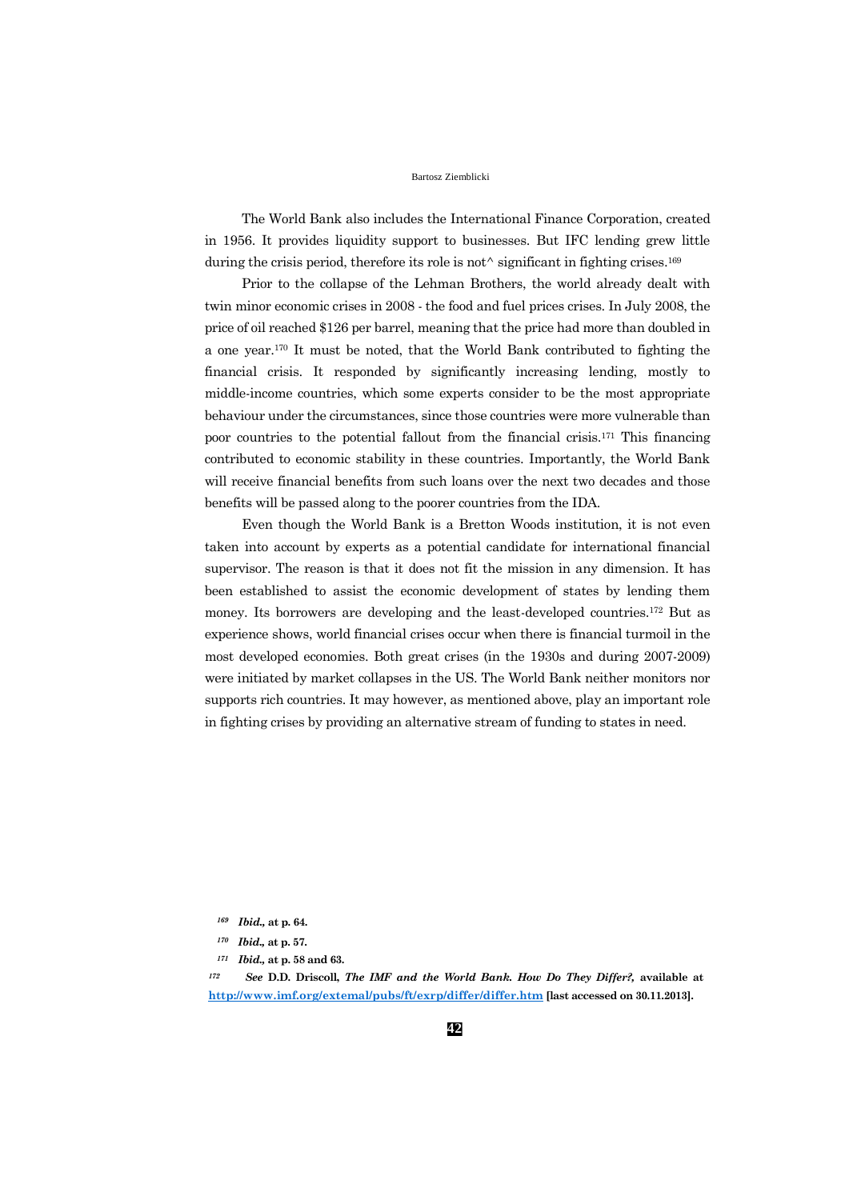The World Bank also includes the International Finance Corporation, created in 1956. It provides liquidity support to businesses. But IFC lending grew little during the crisis period, therefore its role is not^ significant in fighting crises.[169]

Prior to the collapse of the Lehman Brothers, the world already dealt with twin minor economic crises in 2008 - the food and fuel prices crises. In July 2008, the price of oil reached $126 per barrel, meaning that the price had more than doubled in a one year.[170] It must be noted, that the World Bank contributed to fighting the financial crisis. It responded by significantly increasing lending, mostly to middle-income countries, which some experts consider to be the most appropriate behaviour under the circumstances, since those countries were more vulnerable than poor countries to the potential fallout from the financial crisis.[171] This financing contributed to economic stability in these countries. Importantly, the World Bank will receive financial benefits from such loans over the next two decades and those benefits will be passed along to the poorer countries from the IDA.

Even though the World Bank is a Bretton Woods institution, it is not even taken into account by experts as a potential candidate for international financial supervisor. The reason is that it does not fit the mission in any dimension. It has been established to assist the economic development of states by lending them money. Its borrowers are developing and the least-developed countries.[172] But as experience shows, world financial crises occur when there is financial turmoil in the most developed economies. Both great crises (in the 1930s and during 2007-2009) were initiated by market collapses in the US. The World Bank neither monitors nor supports rich countries. It may however, as mentioned above, play an important role in fighting crises by providing an alternative stream of funding to states in need.

[169] ***Ibid.*,** **at p. 64.**

[170] ***Ibid.*,** **at p. 57.**

[171] ***Ibid.*,** **at p. 58 and 63.**

[172] ***See*** **D.D. Driscoll,** ***The IMF and the World Bank. How Do They Differ?*,** **available at** **http://www.imf.org/extemal/pubs/ft/exrp/differ/differ.htm** **[last accessed on 30.11.2013].**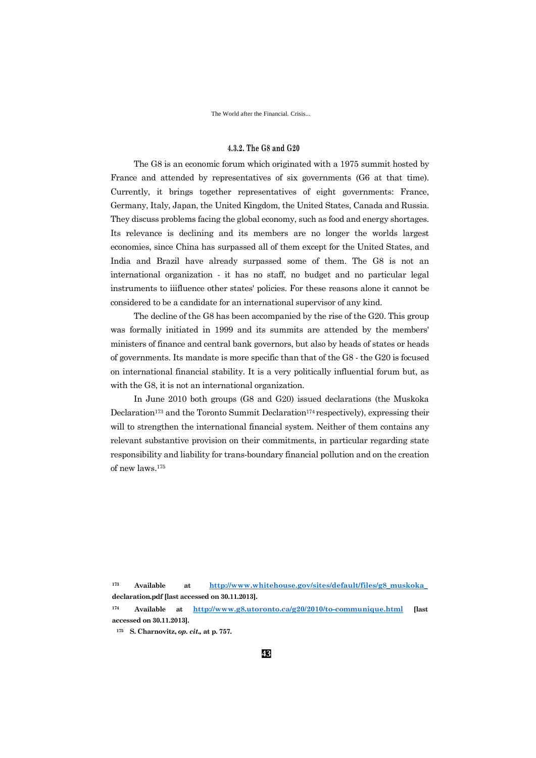#### 4.3.2. The G8 and G20

The G8 is an economic forum which originated with a 1975 summit hosted by France and attended by representatives of six governments (G6 at that time). Currently, it brings together representatives of eight governments: France, Germany, Italy, Japan, the United Kingdom, the United States, Canada and Russia. They discuss problems facing the global economy, such as food and energy shortages. Its relevance is declining and its members are no longer the worlds largest economies, since China has surpassed all of them except for the United States, and India and Brazil have already surpassed some of them. The G8 is not an international organization - it has no staff, no budget and no particular legal instruments to iiifluence other states' policies. For these reasons alone it cannot be considered to be a candidate for an international supervisor of any kind.

The decline of the G8 has been accompanied by the rise of the G20. This group was formally initiated in 1999 and its summits are attended by the members' ministers of finance and central bank governors, but also by heads of states or heads of governments. Its mandate is more specific than that of the G8 - the G20 is focused on international financial stability. It is a very politically influential forum but, as with the G8, it is not an international organization.

In June 2010 both groups (G8 and G20) issued declarations (the Muskoka Declaration[173] and the Toronto Summit Declaration[174] respectively), expressing their will to strengthen the international financial system. Neither of them contains any relevant substantive provision on their commitments, in particular regarding state responsibility and liability for trans-boundary financial pollution and on the creation of new laws.[175]

---

[173] **Available at http://www.whitehouse.gov/sites/default/files/g8_muskoka_declaration.pdf [last accessed on 30.11.2013].**

[174] **Available at http://www.g8.utoronto.ca/g20/2010/to-communique.html [last accessed on 30.11.2013].**

[175] **S. Charnovitz, *op. cit.,* at p. 757.**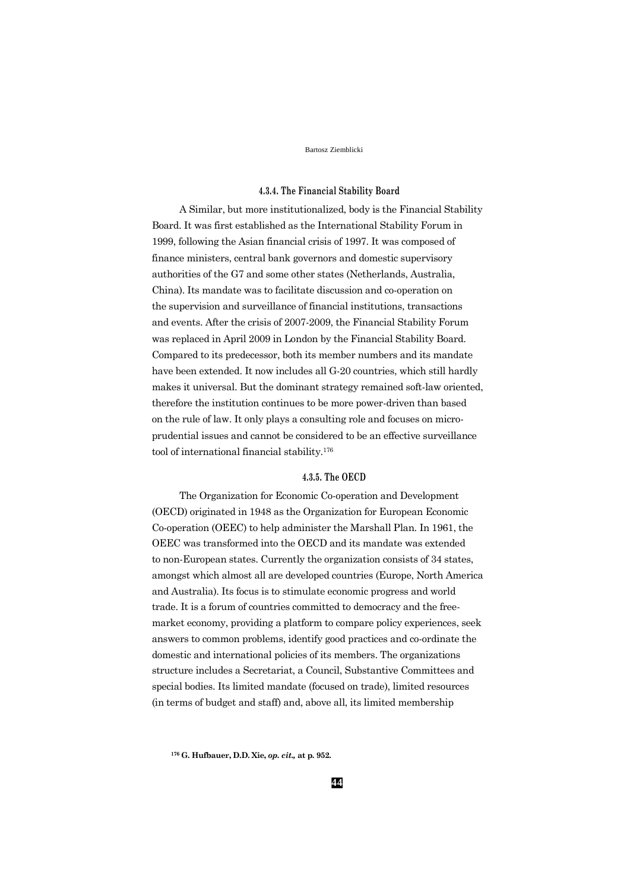#### 4.3.4. The Financial Stability Board

A Similar, but more institutionalized, body is the Financial Stability Board. It was first established as the International Stability Forum in 1999, following the Asian financial crisis of 1997. It was composed of finance ministers, central bank governors and domestic supervisory authorities of the G7 and some other states (Netherlands, Australia, China). Its mandate was to facilitate discussion and co-operation on the supervision and surveillance of financial institutions, transactions and events. After the crisis of 2007-2009, the Financial Stability Forum was replaced in April 2009 in London by the Financial Stability Board. Compared to its predecessor, both its member numbers and its mandate have been extended. It now includes all G-20 countries, which still hardly makes it universal. But the dominant strategy remained soft-law oriented, therefore the institution continues to be more power-driven than based on the rule of law. It only plays a consulting role and focuses on micro-prudential issues and cannot be considered to be an effective surveillance tool of international financial stability.[176]

#### 4.3.5. The OECD

The Organization for Economic Co-operation and Development (OECD) originated in 1948 as the Organization for European Economic Co-operation (OEEC) to help administer the Marshall Plan. In 1961, the OEEC was transformed into the OECD and its mandate was extended to non-European states. Currently the organization consists of 34 states, amongst which almost all are developed countries (Europe, North America and Australia). Its focus is to stimulate economic progress and world trade. It is a forum of countries committed to democracy and the free-market economy, providing a platform to compare policy experiences, seek answers to common problems, identify good practices and co-ordinate the domestic and international policies of its members. The organizations structure includes a Secretariat, a Council, Substantive Committees and special bodies. Its limited mandate (focused on trade), limited resources (in terms of budget and staff) and, above all, its limited membership

[176] **G. Hufbauer, D.D. Xie, *op. cit.,* at p. 952.**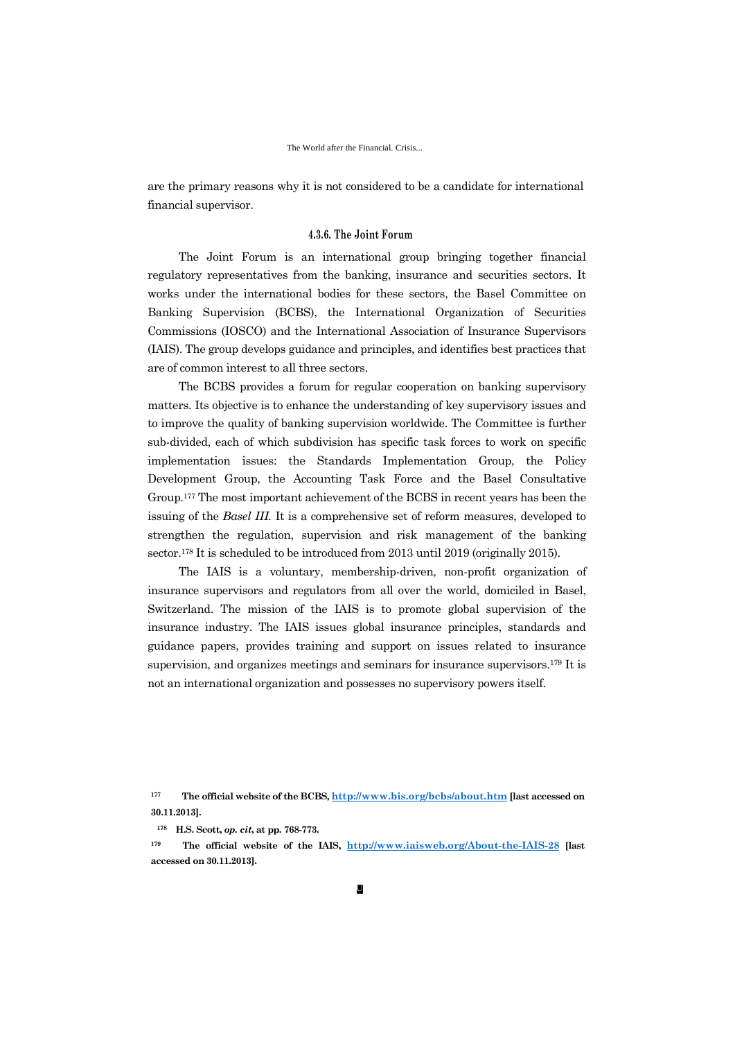are the primary reasons why it is not considered to be a candidate for international financial supervisor.

### 4.3.6. The Joint Forum

The Joint Forum is an international group bringing together financial regulatory representatives from the banking, insurance and securities sectors. It works under the international bodies for these sectors, the Basel Committee on Banking Supervision (BCBS), the International Organization of Securities Commissions (IOSCO) and the International Association of Insurance Supervisors (IAIS). The group develops guidance and principles, and identifies best practices that are of common interest to all three sectors.

The BCBS provides a forum for regular cooperation on banking supervisory matters. Its objective is to enhance the understanding of key supervisory issues and to improve the quality of banking supervision worldwide. The Committee is further sub-divided, each of which subdivision has specific task forces to work on specific implementation issues: the Standards Implementation Group, the Policy Development Group, the Accounting Task Force and the Basel Consultative Group.[177] The most important achievement of the BCBS in recent years has been the issuing of the *Basel III*. It is a comprehensive set of reform measures, developed to strengthen the regulation, supervision and risk management of the banking sector.[178] It is scheduled to be introduced from 2013 until 2019 (originally 2015).

The IAIS is a voluntary, membership-driven, non-profit organization of insurance supervisors and regulators from all over the world, domiciled in Basel, Switzerland. The mission of the IAIS is to promote global supervision of the insurance industry. The IAIS issues global insurance principles, standards and guidance papers, provides training and support on issues related to insurance supervision, and organizes meetings and seminars for insurance supervisors.[179] It is not an international organization and possesses no supervisory powers itself.

---

[177] **The official website of the BCBS, http://www.bis.org/bcbs/about.htm [last accessed on 30.11.2013].**

[178] **H.S. Scott, *op. cit*, at pp. 768-773.**

[179] **The official website of the IAIS, http://www.iaisweb.org/About-the-IAIS-28 [last accessed on 30.11.2013].**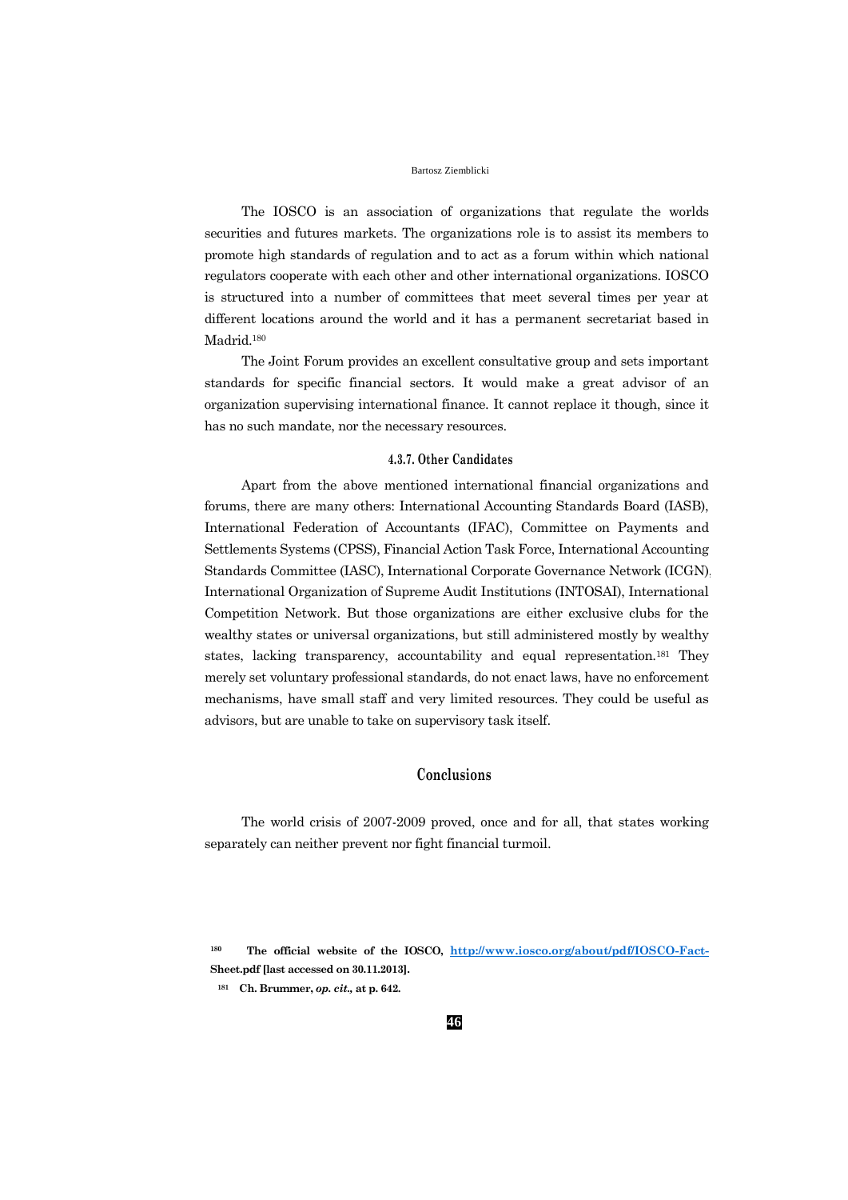The IOSCO is an association of organizations that regulate the worlds securities and futures markets. The organizations role is to assist its members to promote high standards of regulation and to act as a forum within which national regulators cooperate with each other and other international organizations. IOSCO is structured into a number of committees that meet several times per year at different locations around the world and it has a permanent secretariat based in Madrid.[180]

The Joint Forum provides an excellent consultative group and sets important standards for specific financial sectors. It would make a great advisor of an organization supervising international finance. It cannot replace it though, since it has no such mandate, nor the necessary resources.

### 4.3.7. Other Candidates

Apart from the above mentioned international financial organizations and forums, there are many others: International Accounting Standards Board (IASB), International Federation of Accountants (IFAC), Committee on Payments and Settlements Systems (CPSS), Financial Action Task Force, International Accounting Standards Committee (IASC), International Corporate Governance Network (ICGN), International Organization of Supreme Audit Institutions (INTOSAI), International Competition Network. But those organizations are either exclusive clubs for the wealthy states or universal organizations, but still administered mostly by wealthy states, lacking transparency, accountability and equal representation.[181] They merely set voluntary professional standards, do not enact laws, have no enforcement mechanisms, have small staff and very limited resources. They could be useful as advisors, but are unable to take on supervisory task itself.

## Conclusions

The world crisis of 2007-2009 proved, once and for all, that states working separately can neither prevent nor fight financial turmoil.

---

[180] **The official website of the IOSCO, http://www.iosco.org/about/pdf/IOSCO-Fact-Sheet.pdf [last accessed on 30.11.2013].**

[181] **Ch. Brummer, *op. cit.,* at p. 642.**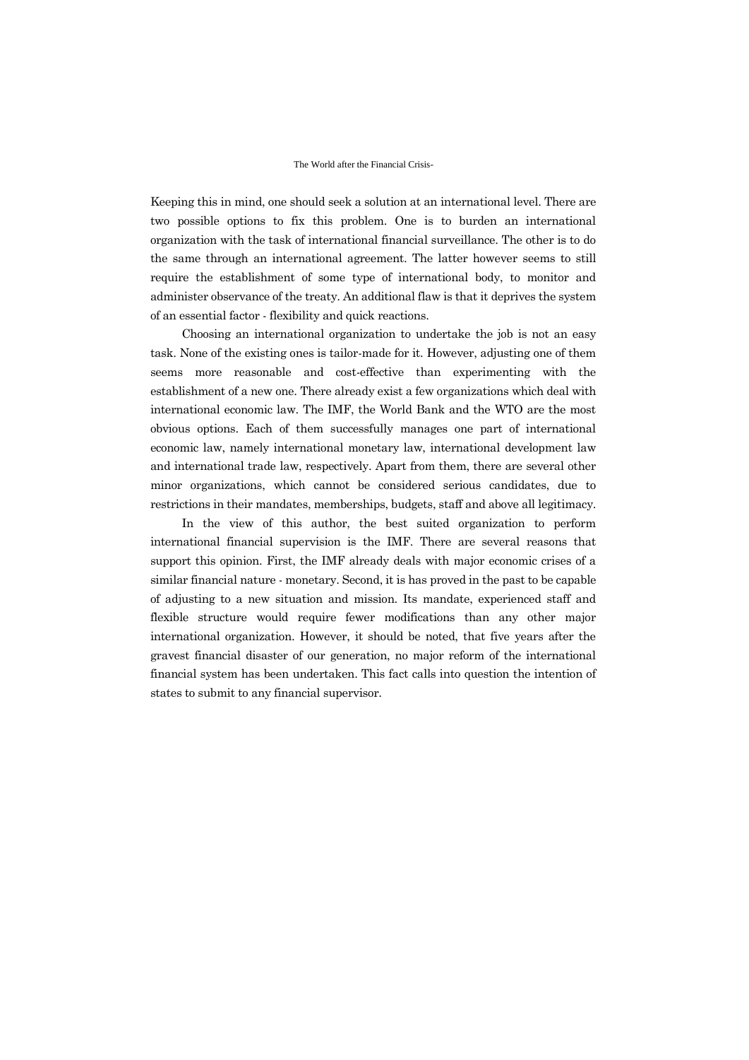Keeping this in mind, one should seek a solution at an international level. There are two possible options to fix this problem. One is to burden an international organization with the task of international financial surveillance. The other is to do the same through an international agreement. The latter however seems to still require the establishment of some type of international body, to monitor and administer observance of the treaty. An additional flaw is that it deprives the system of an essential factor - flexibility and quick reactions.

Choosing an international organization to undertake the job is not an easy task. None of the existing ones is tailor-made for it. However, adjusting one of them seems more reasonable and cost-effective than experimenting with the establishment of a new one. There already exist a few organizations which deal with international economic law. The IMF, the World Bank and the WTO are the most obvious options. Each of them successfully manages one part of international economic law, namely international monetary law, international development law and international trade law, respectively. Apart from them, there are several other minor organizations, which cannot be considered serious candidates, due to restrictions in their mandates, memberships, budgets, staff and above all legitimacy.

In the view of this author, the best suited organization to perform international financial supervision is the IMF. There are several reasons that support this opinion. First, the IMF already deals with major economic crises of a similar financial nature - monetary. Second, it is has proved in the past to be capable of adjusting to a new situation and mission. Its mandate, experienced staff and flexible structure would require fewer modifications than any other major international organization. However, it should be noted, that five years after the gravest financial disaster of our generation, no major reform of the international financial system has been undertaken. This fact calls into question the intention of states to submit to any financial supervisor.